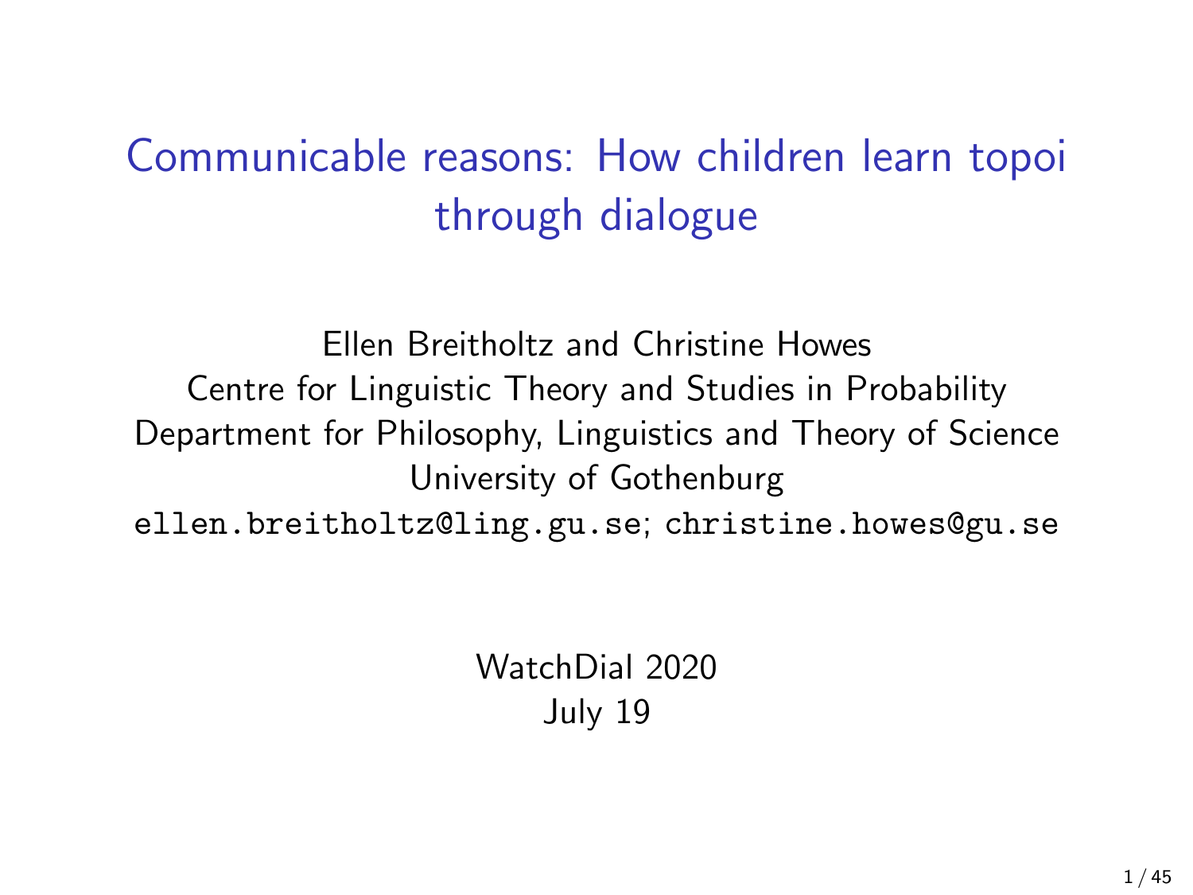# Communicable reasons: How children learn topoi through dialogue

Ellen Breitholtz and Christine Howes
Centre for Linguistic Theory and Studies in Probability
Department for Philosophy, Linguistics and Theory of Science
University of Gothenburg
ellen.breitholtz@ling.gu.se; christine.howes@gu.se

WatchDial 2020
July 19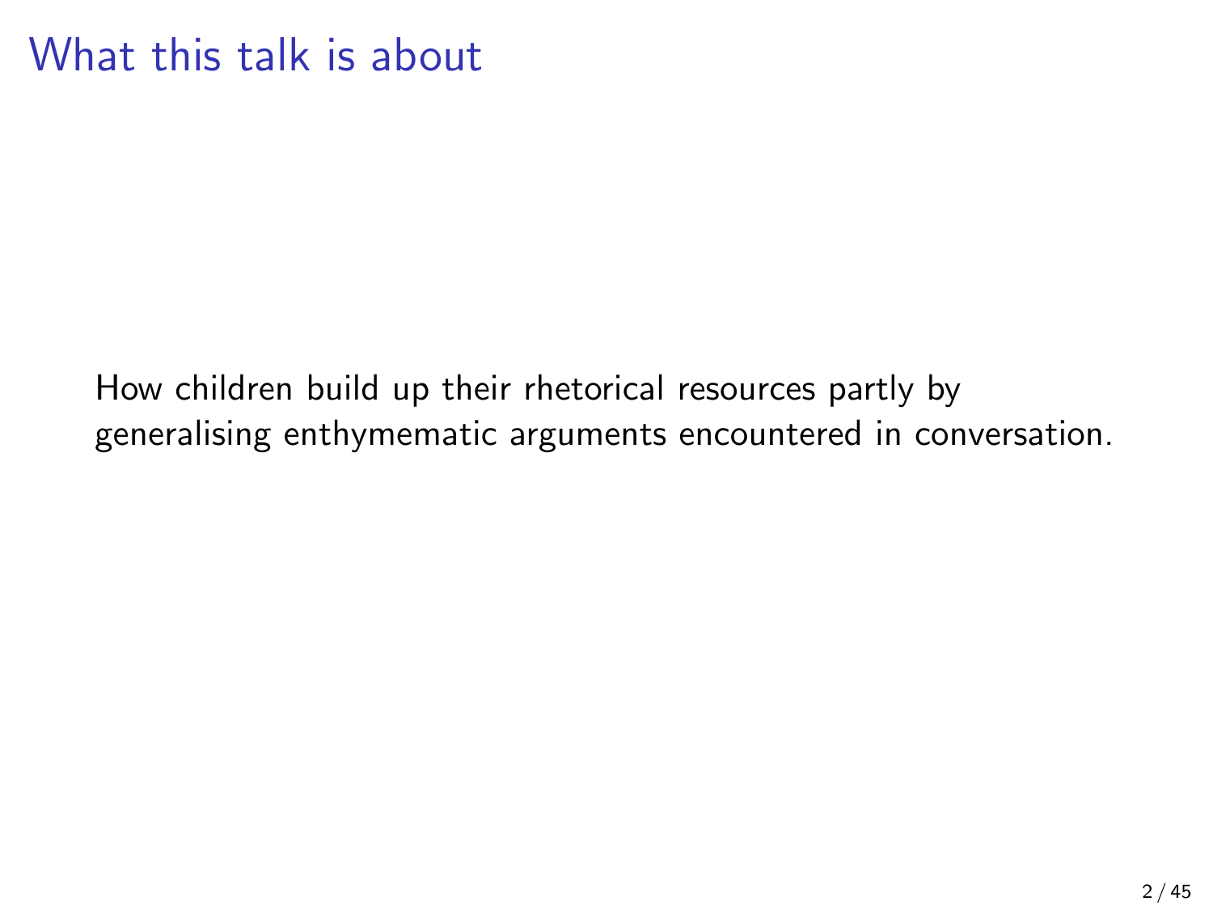# What this talk is about

How children build up their rhetorical resources partly by generalising enthymematic arguments encountered in conversation.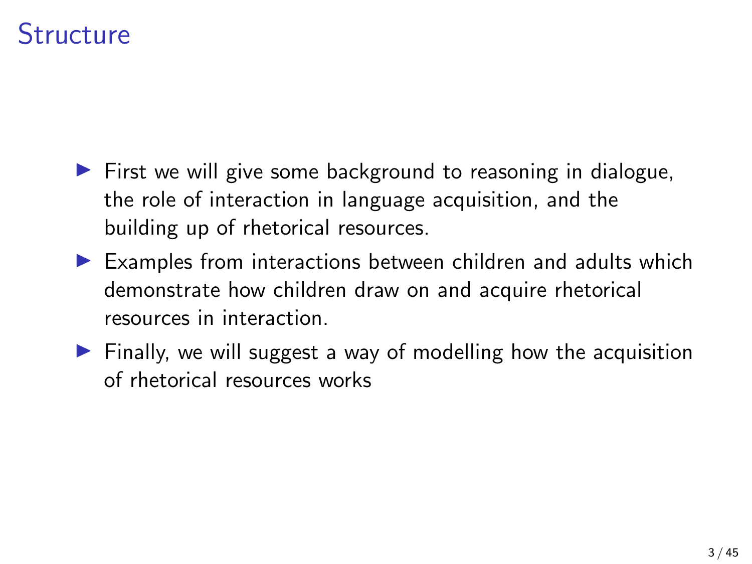# Structure

- First we will give some background to reasoning in dialogue, the role of interaction in language acquisition, and the building up of rhetorical resources.
- Examples from interactions between children and adults which demonstrate how children draw on and acquire rhetorical resources in interaction.
- Finally, we will suggest a way of modelling how the acquisition of rhetorical resources works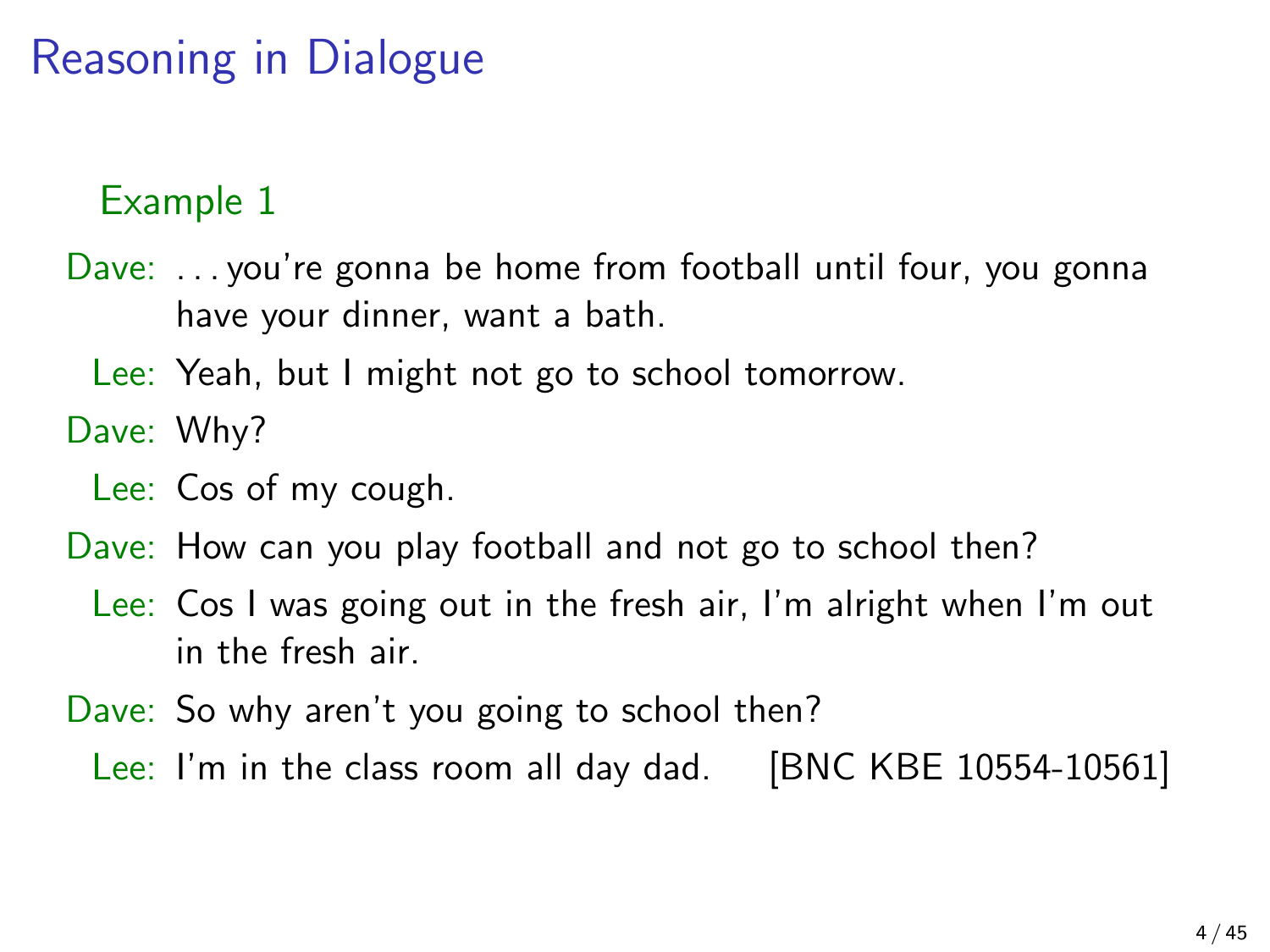# Reasoning in Dialogue

**Example 1**

Dave: . . . you're gonna be home from football until four, you gonna have your dinner, want a bath.

Lee: Yeah, but I might not go to school tomorrow.

Dave: Why?

Lee: Cos of my cough.

Dave: How can you play football and not go to school then?

Lee: Cos I was going out in the fresh air, I'm alright when I'm out in the fresh air.

Dave: So why aren't you going to school then?

Lee: I'm in the class room all day dad. [BNC KBE 10554-10561]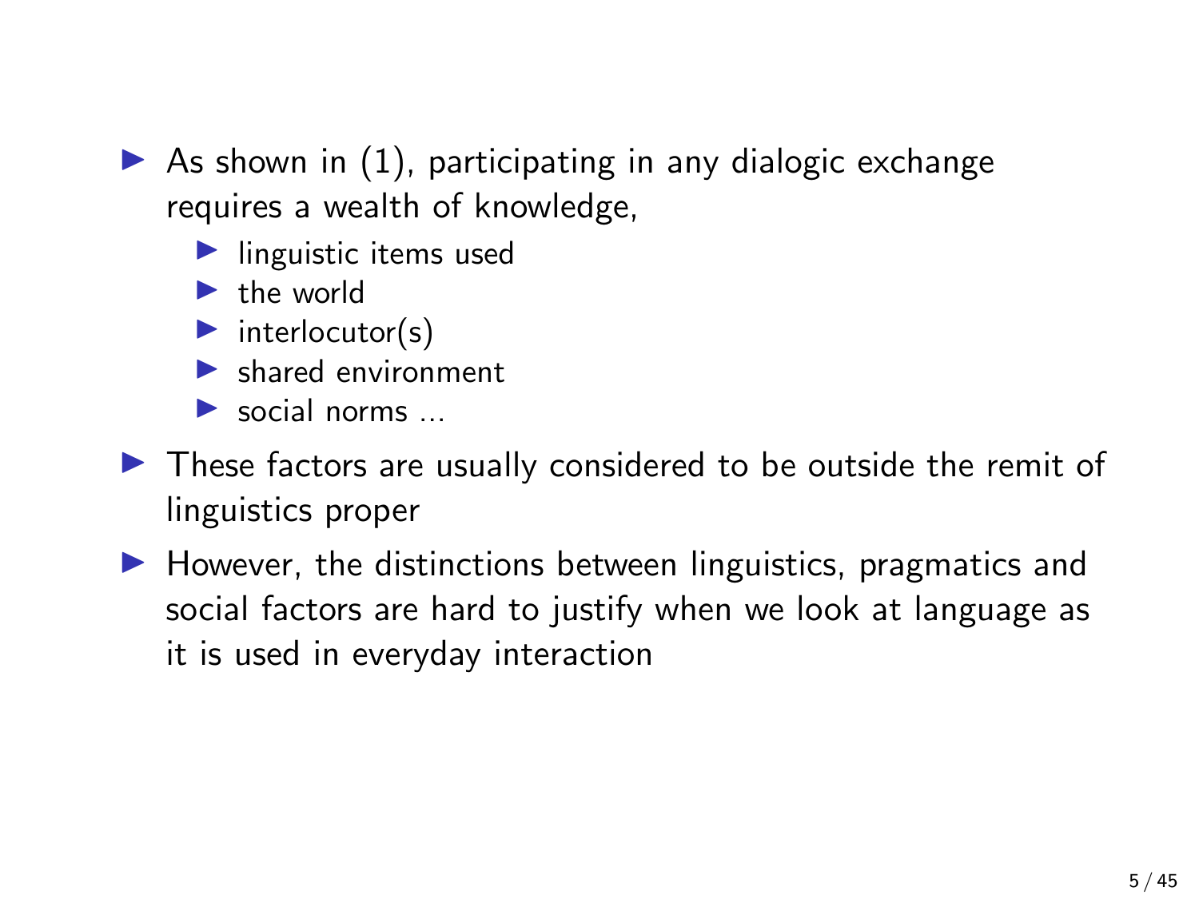- As shown in (1), participating in any dialogic exchange requires a wealth of knowledge,
  - linguistic items used
  - the world
  - interlocutor(s)
  - shared environment
  - social norms ...
- These factors are usually considered to be outside the remit of linguistics proper
- However, the distinctions between linguistics, pragmatics and social factors are hard to justify when we look at language as it is used in everyday interaction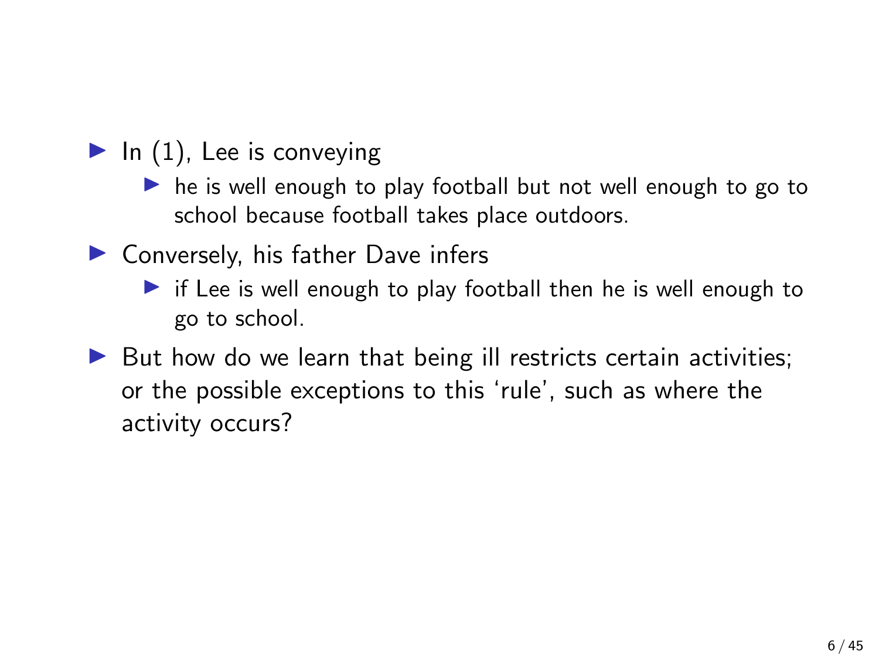- In (1), Lee is conveying
  - he is well enough to play football but not well enough to go to school because football takes place outdoors.
- Conversely, his father Dave infers
  - if Lee is well enough to play football then he is well enough to go to school.
- But how do we learn that being ill restricts certain activities; or the possible exceptions to this 'rule', such as where the activity occurs?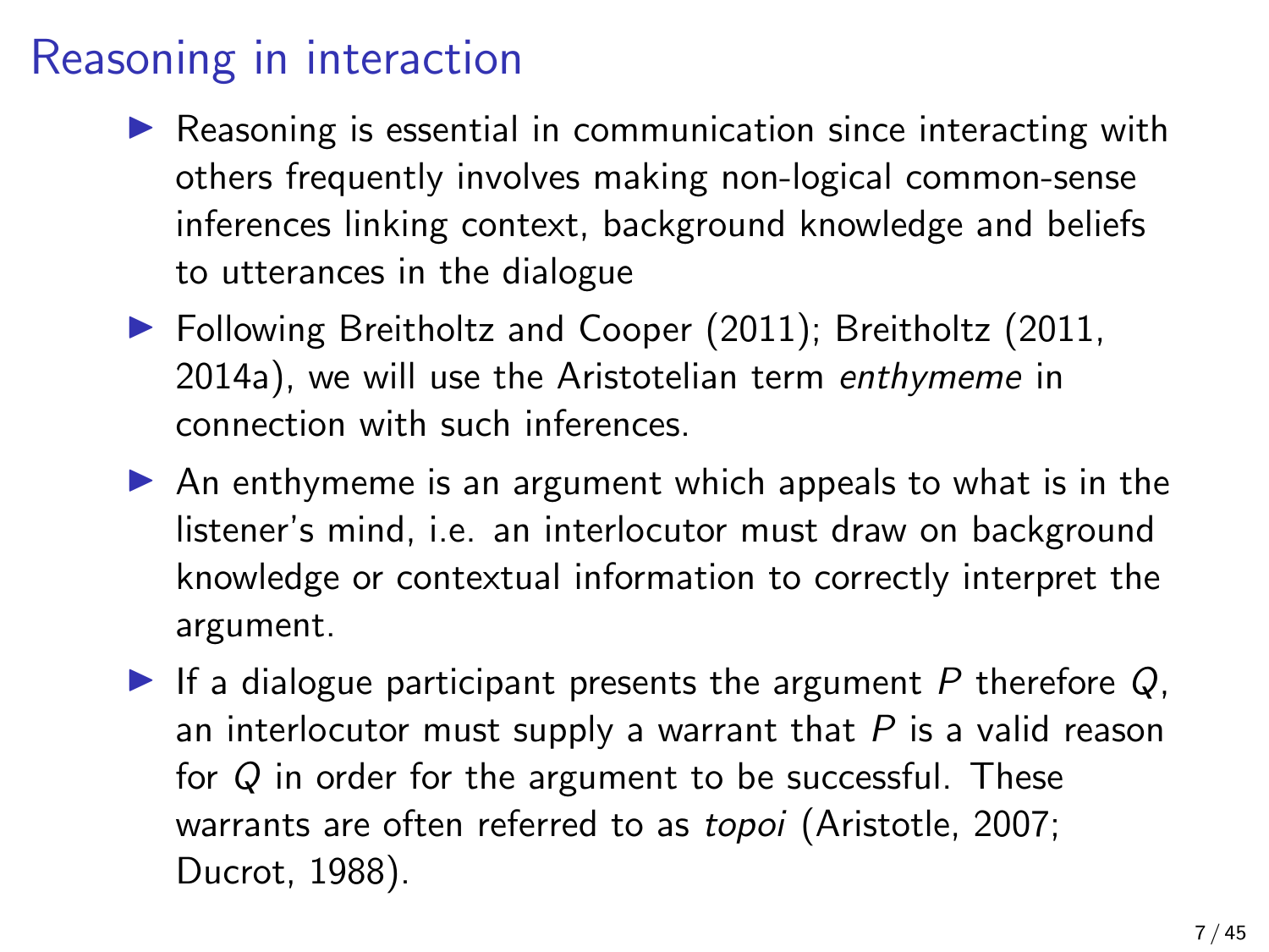# Reasoning in interaction

- Reasoning is essential in communication since interacting with others frequently involves making non-logical common-sense inferences linking context, background knowledge and beliefs to utterances in the dialogue
- Following Breitholtz and Cooper (2011); Breitholtz (2011, 2014a), we will use the Aristotelian term *enthymeme* in connection with such inferences.
- An enthymeme is an argument which appeals to what is in the listener's mind, i.e. an interlocutor must draw on background knowledge or contextual information to correctly interpret the argument.
- If a dialogue participant presents the argument $P$ therefore $Q$, an interlocutor must supply a warrant that $P$ is a valid reason for $Q$ in order for the argument to be successful. These warrants are often referred to as *topoi* (Aristotle, 2007; Ducrot, 1988).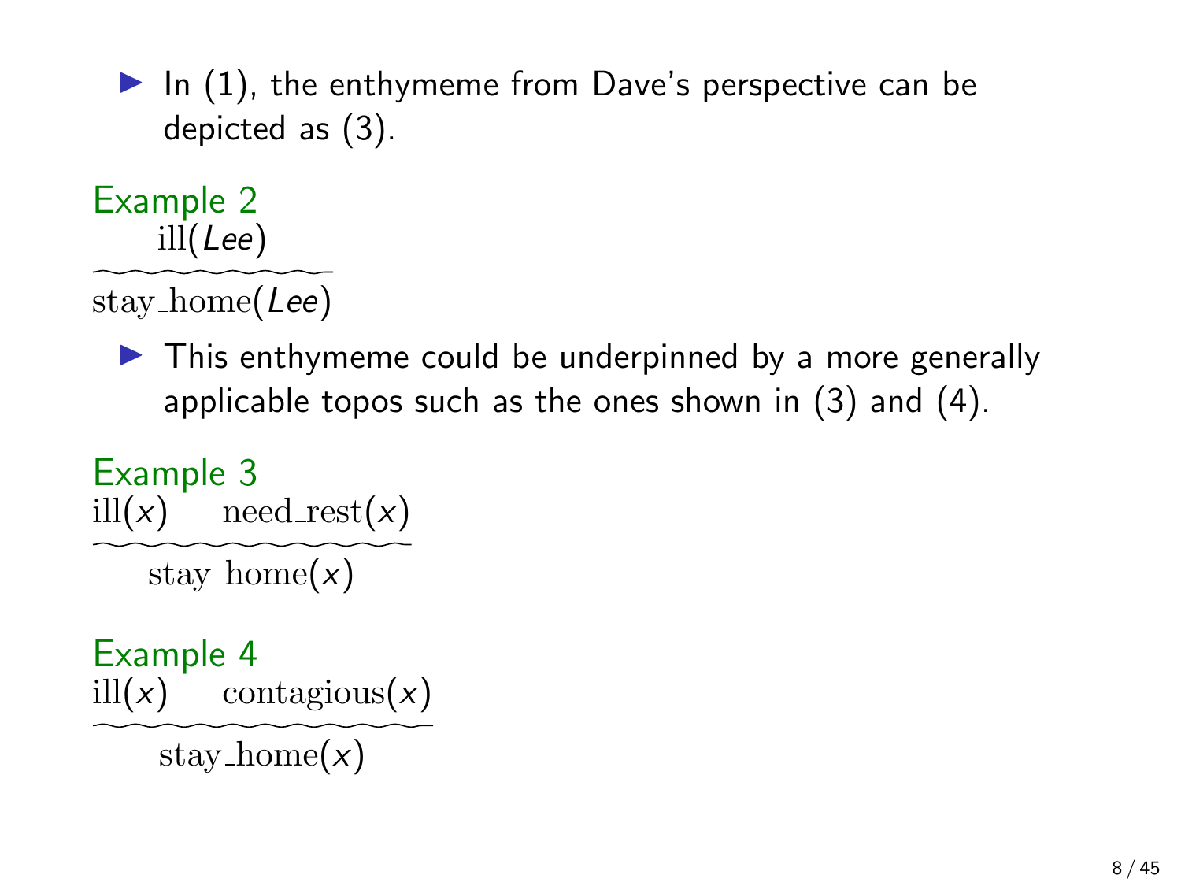- In (1), the enthymeme from Dave's perspective can be depicted as (3).

**Example 2**

$$\frac{\text{ill}(\mathit{Lee})}{\text{stay\_home}(\mathit{Lee})}$$

- This enthymeme could be underpinned by a more generally applicable topos such as the ones shown in (3) and (4).

**Example 3**

$$\frac{\text{ill}(x) \quad \text{need\_rest}(x)}{\text{stay\_home}(x)}$$

**Example 4**

$$\frac{\text{ill}(x) \quad \text{contagious}(x)}{\text{stay\_home}(x)}$$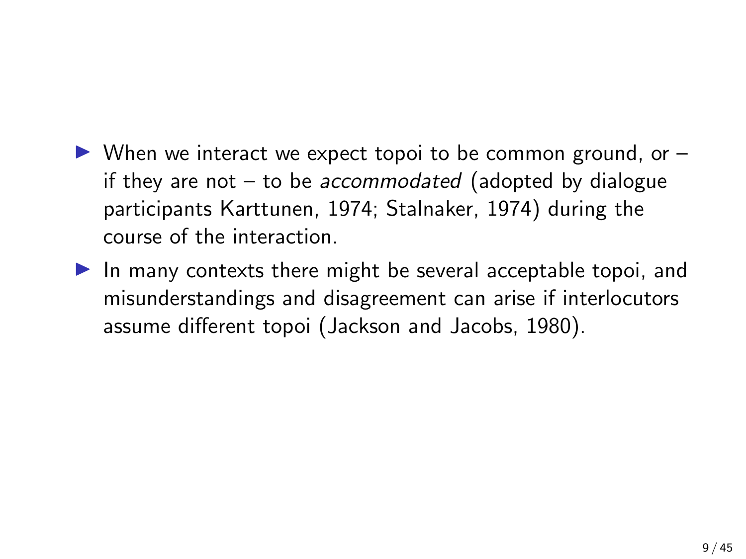- When we interact we expect topoi to be common ground, or – if they are not – to be *accommodated* (adopted by dialogue participants Karttunen, 1974; Stalnaker, 1974) during the course of the interaction.
- In many contexts there might be several acceptable topoi, and misunderstandings and disagreement can arise if interlocutors assume different topoi (Jackson and Jacobs, 1980).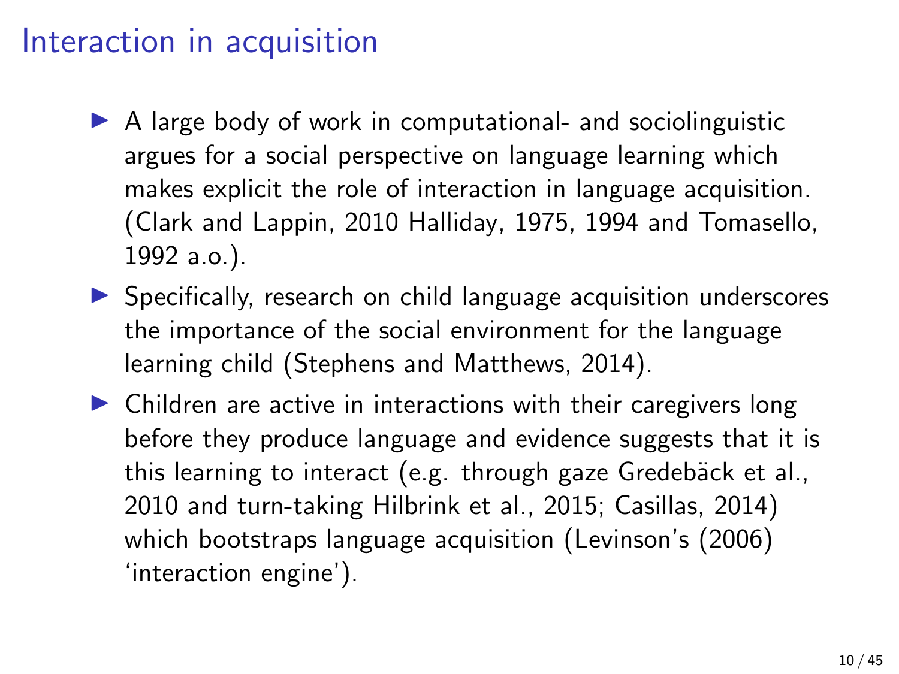# Interaction in acquisition

- A large body of work in computational- and sociolinguistic argues for a social perspective on language learning which makes explicit the role of interaction in language acquisition. (Clark and Lappin, 2010 Halliday, 1975, 1994 and Tomasello, 1992 a.o.).
- Specifically, research on child language acquisition underscores the importance of the social environment for the language learning child (Stephens and Matthews, 2014).
- Children are active in interactions with their caregivers long before they produce language and evidence suggests that it is this learning to interact (e.g. through gaze Gredebäck et al., 2010 and turn-taking Hilbrink et al., 2015; Casillas, 2014) which bootstraps language acquisition (Levinson's (2006) 'interaction engine').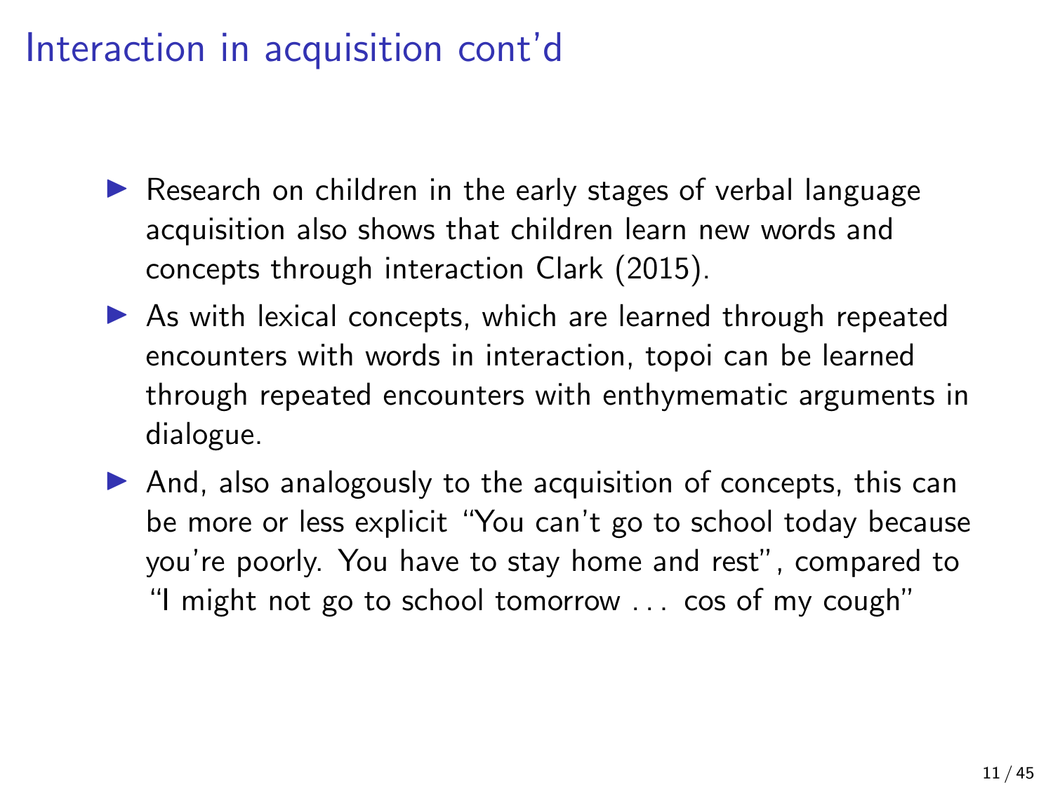# Interaction in acquisition cont'd

- Research on children in the early stages of verbal language acquisition also shows that children learn new words and concepts through interaction Clark (2015).
- As with lexical concepts, which are learned through repeated encounters with words in interaction, topoi can be learned through repeated encounters with enthymematic arguments in dialogue.
- And, also analogously to the acquisition of concepts, this can be more or less explicit "You can't go to school today because you're poorly. You have to stay home and rest", compared to "I might not go to school tomorrow . . . cos of my cough"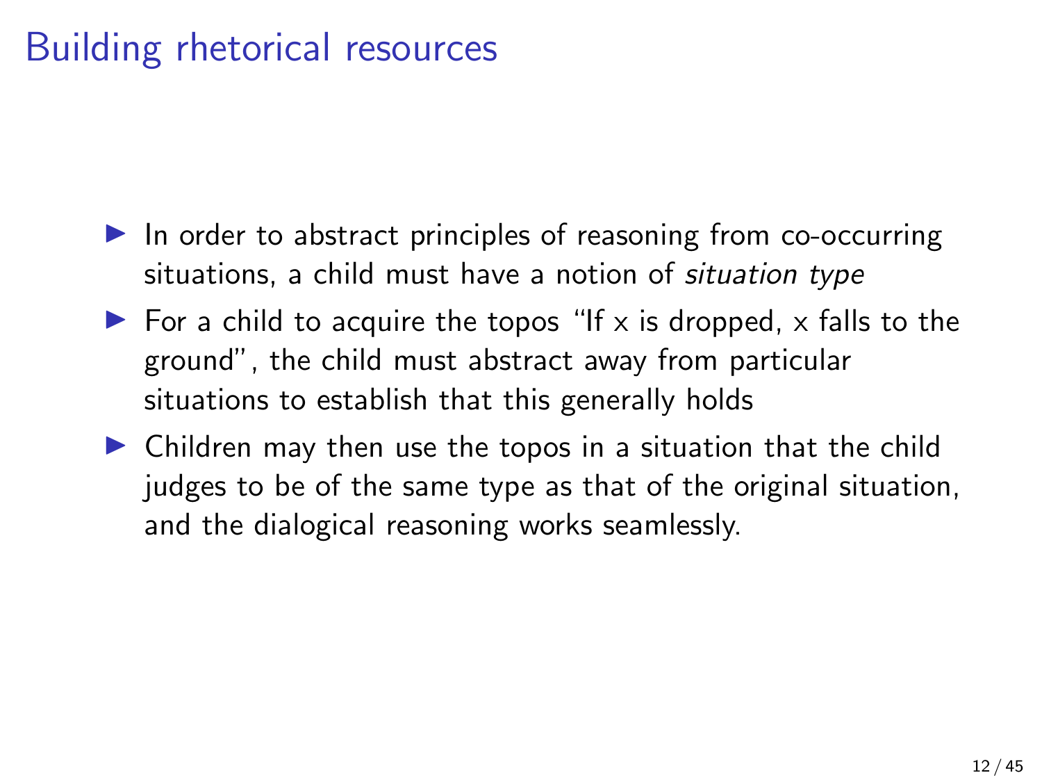# Building rhetorical resources

- In order to abstract principles of reasoning from co-occurring situations, a child must have a notion of *situation type*
- For a child to acquire the topos "If x is dropped, x falls to the ground", the child must abstract away from particular situations to establish that this generally holds
- Children may then use the topos in a situation that the child judges to be of the same type as that of the original situation, and the dialogical reasoning works seamlessly.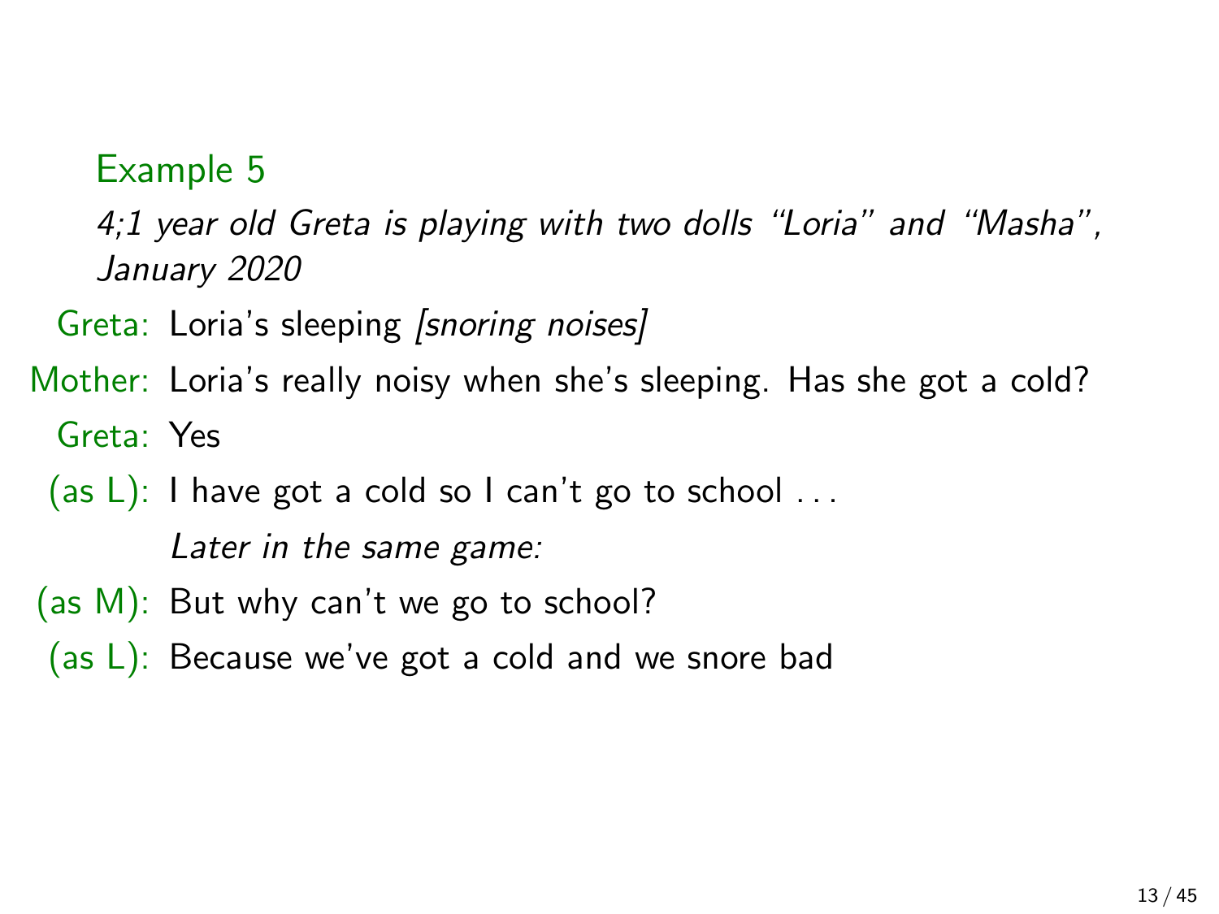### Example 5

*4;1 year old Greta is playing with two dolls "Loria" and "Masha", January 2020*

**Greta:** Loria's sleeping *[snoring noises]*

**Mother:** Loria's really noisy when she's sleeping. Has she got a cold?

**Greta:** Yes

**(as L):** I have got a cold so I can't go to school . . .

*Later in the same game:*

**(as M):** But why can't we go to school?

**(as L):** Because we've got a cold and we snore bad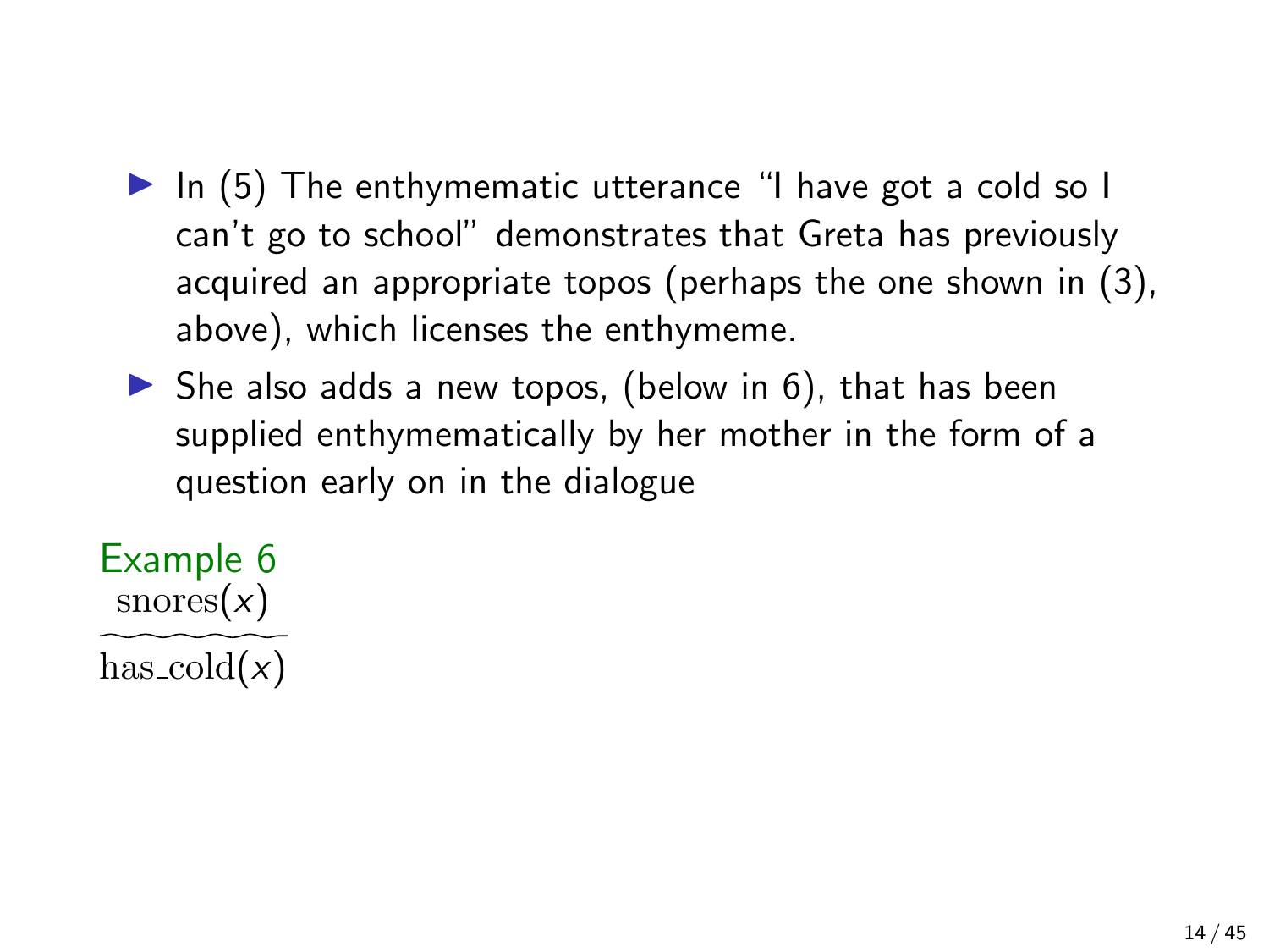- In (5) The enthymematic utterance "I have got a cold so I can't go to school" demonstrates that Greta has previously acquired an appropriate topos (perhaps the one shown in (3), above), which licenses the enthymeme.
- She also adds a new topos, (below in 6), that has been supplied enthymematically by her mother in the form of a question early on in the dialogue

Example 6

$$\frac{\text{snores}(x)}{\text{has\_cold}(x)}$$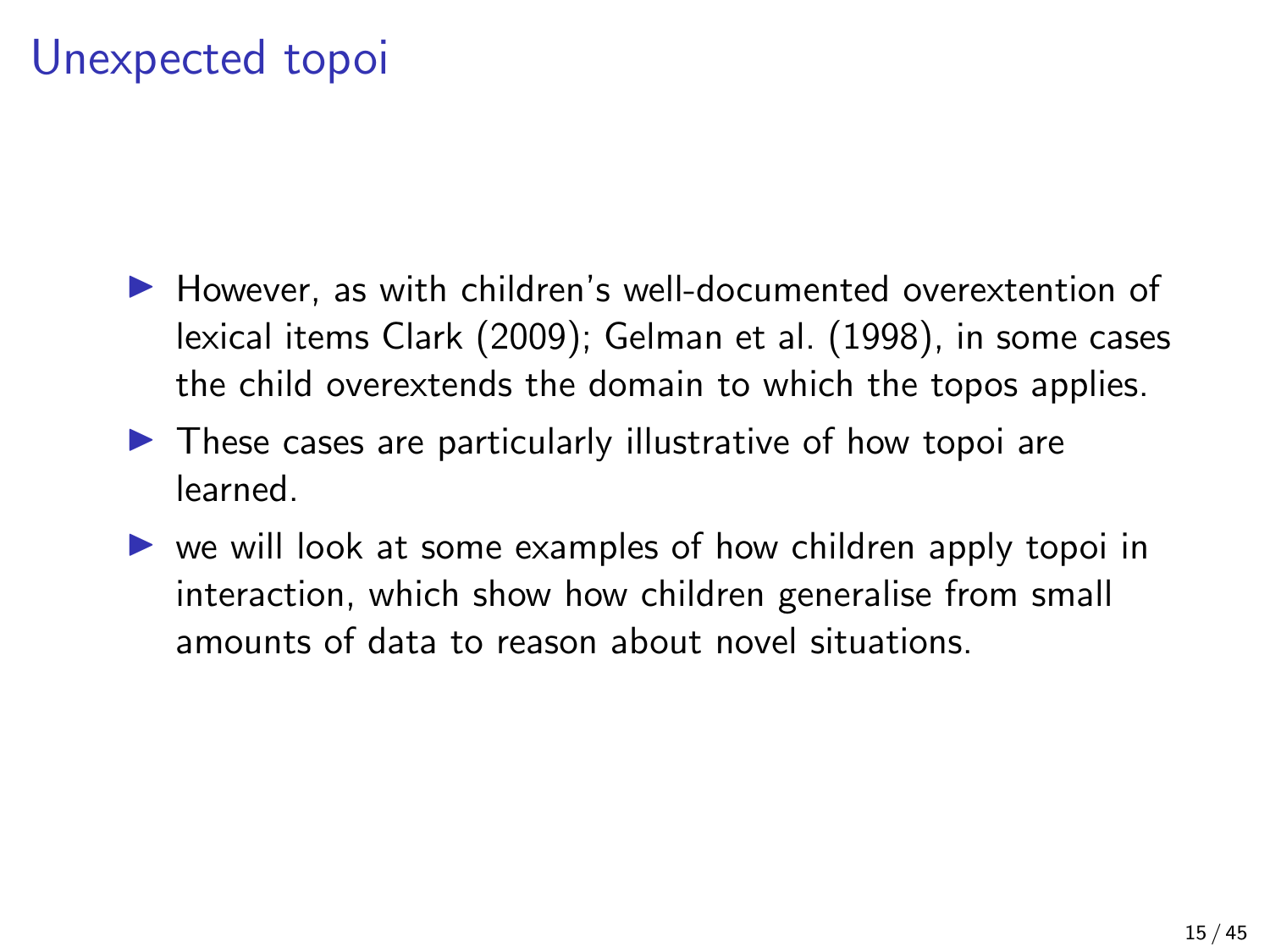# Unexpected topoi

- However, as with children's well-documented overextention of lexical items Clark (2009); Gelman et al. (1998), in some cases the child overextends the domain to which the topos applies.
- These cases are particularly illustrative of how topoi are learned.
- we will look at some examples of how children apply topoi in interaction, which show how children generalise from small amounts of data to reason about novel situations.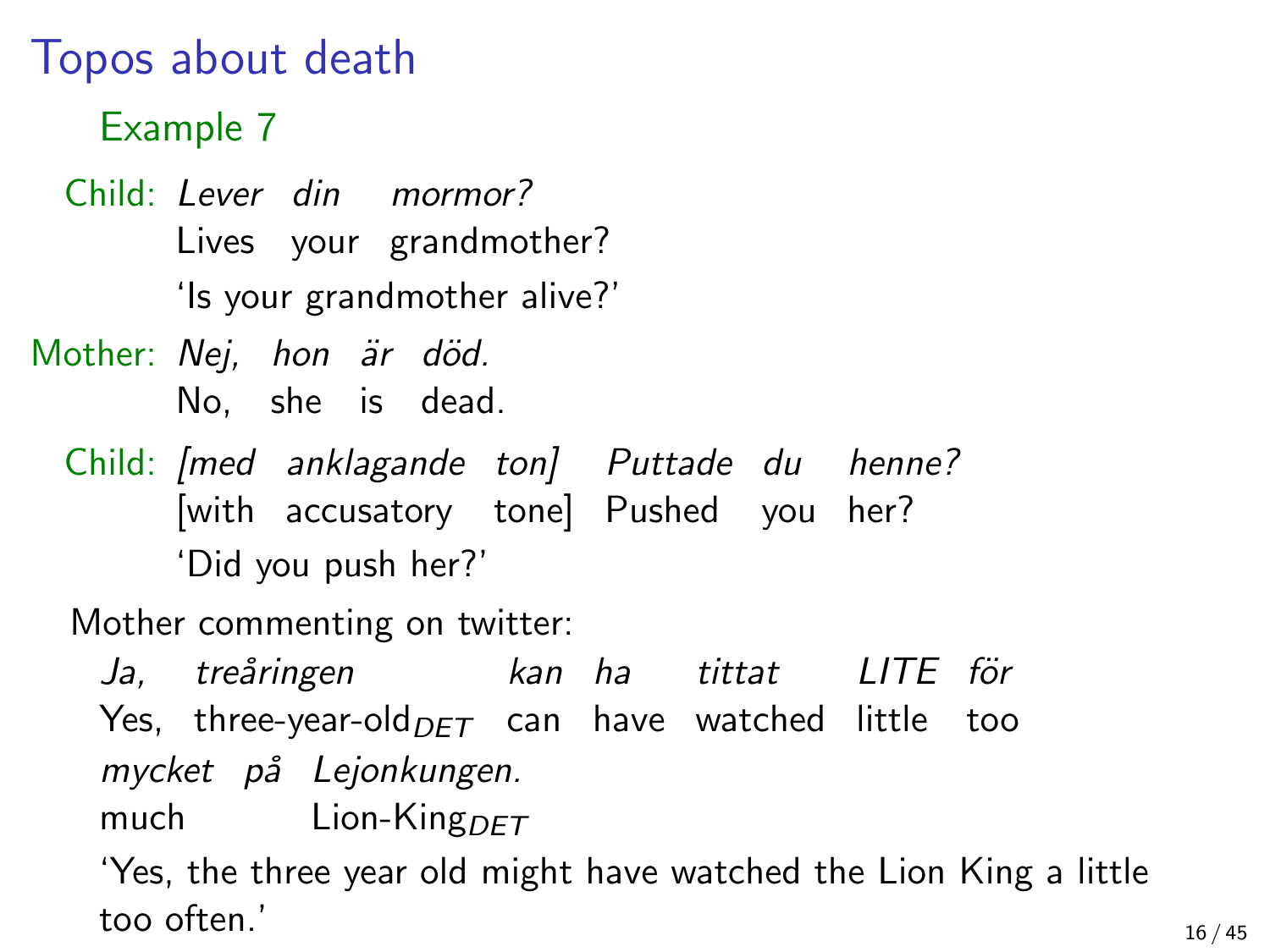# Topos about death

## Example 7

Child: *Lever din mormor?*
Lives your grandmother?
'Is your grandmother alive?'

Mother: *Nej, hon är död.*
No, she is dead.

Child: *[med anklagande ton] Puttade du henne?*
[with accusatory tone] Pushed you her?
'Did you push her?'

Mother commenting on twitter:

*Ja, treåringen kan ha tittat LITE för mycket på Lejonkungen.*
Yes, three-year-old$_{DET}$ can have watched little too much Lion-King$_{DET}$
'Yes, the three year old might have watched the Lion King a little too often.'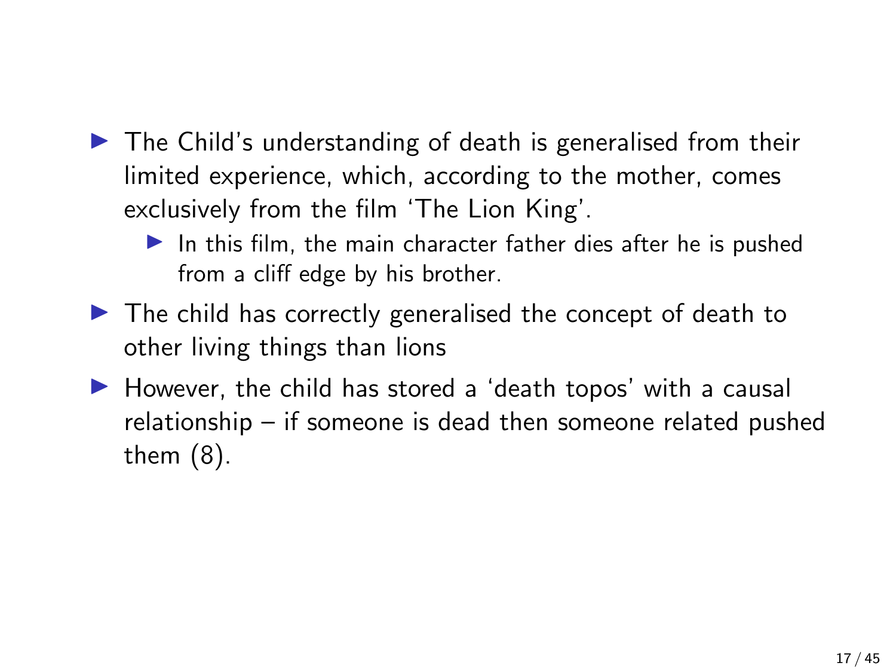- The Child's understanding of death is generalised from their limited experience, which, according to the mother, comes exclusively from the film 'The Lion King'.
  - In this film, the main character father dies after he is pushed from a cliff edge by his brother.
- The child has correctly generalised the concept of death to other living things than lions
- However, the child has stored a 'death topos' with a causal relationship – if someone is dead then someone related pushed them (8).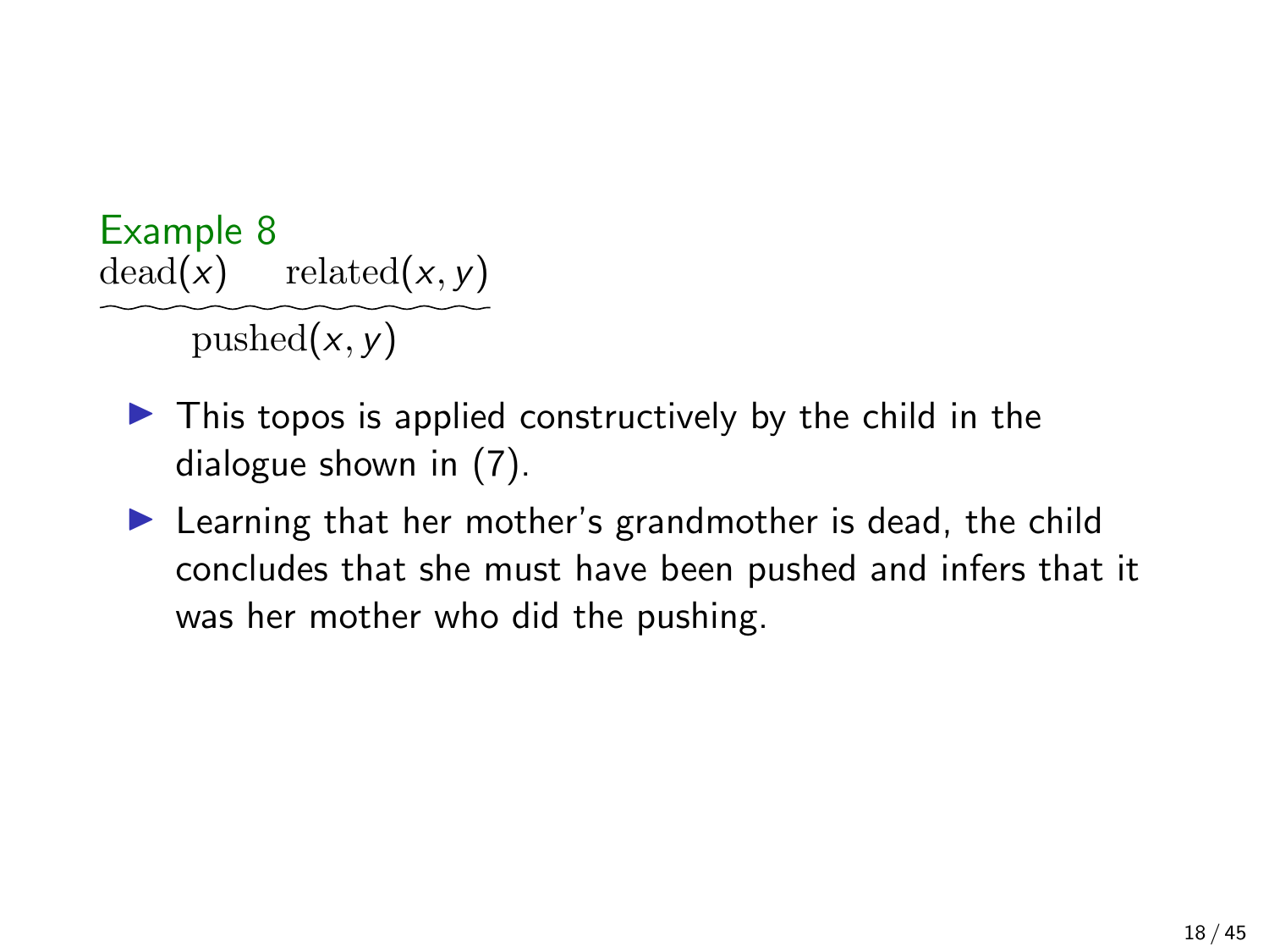Example 8

$$\frac{\text{dead}(x) \qquad \text{related}(x, y)}{\text{pushed}(x, y)}$$

- This topos is applied constructively by the child in the dialogue shown in (7).
- Learning that her mother's grandmother is dead, the child concludes that she must have been pushed and infers that it was her mother who did the pushing.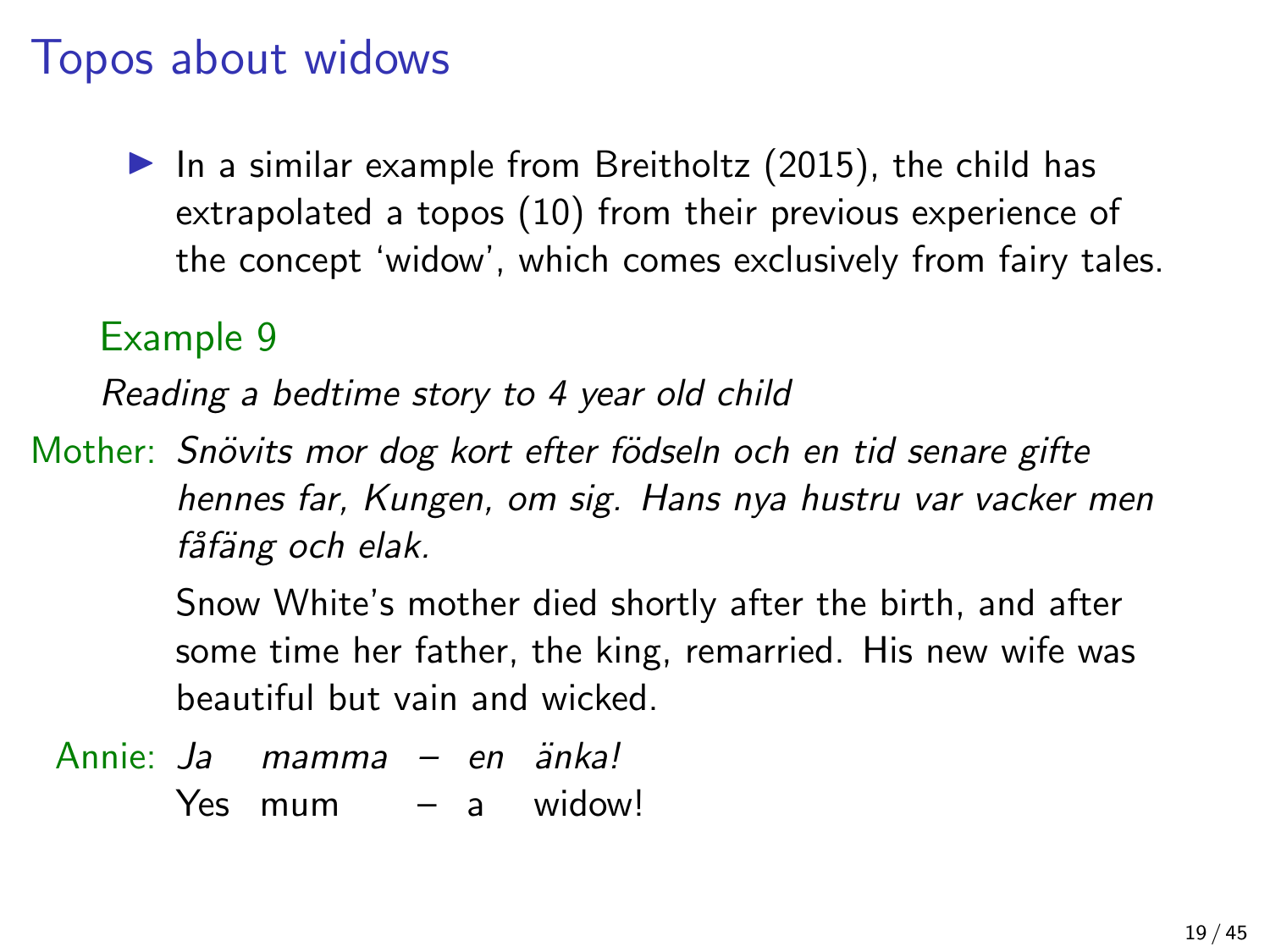# Topos about widows

- In a similar example from Breitholtz (2015), the child has extrapolated a topos (10) from their previous experience of the concept 'widow', which comes exclusively from fairy tales.

**Example 9**

*Reading a bedtime story to 4 year old child*

Mother: *Snövits mor dog kort efter födseln och en tid senare gifte hennes far, Kungen, om sig. Hans nya hustru var vacker men fåfäng och elak.*

Snow White's mother died shortly after the birth, and after some time her father, the king, remarried. His new wife was beautiful but vain and wicked.

Annie: *Ja mamma – en änka!*
Yes mum – a widow!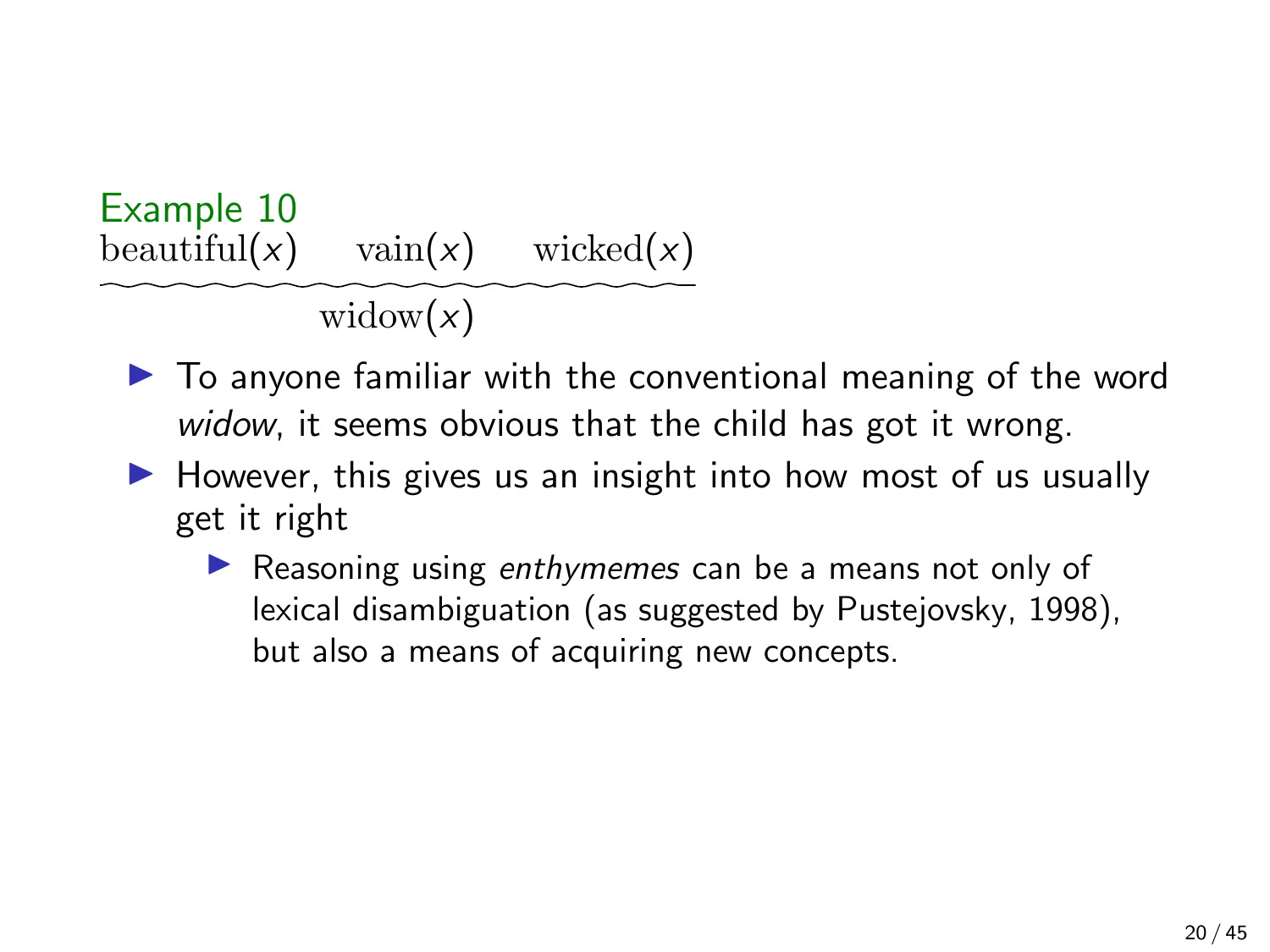Example 10

$$\frac{\text{beautiful}(x) \quad \text{vain}(x) \quad \text{wicked}(x)}{\text{widow}(x)}$$

- To anyone familiar with the conventional meaning of the word *widow*, it seems obvious that the child has got it wrong.
- However, this gives us an insight into how most of us usually get it right
  - Reasoning using *enthymemes* can be a means not only of lexical disambiguation (as suggested by Pustejovsky, 1998), but also a means of acquiring new concepts.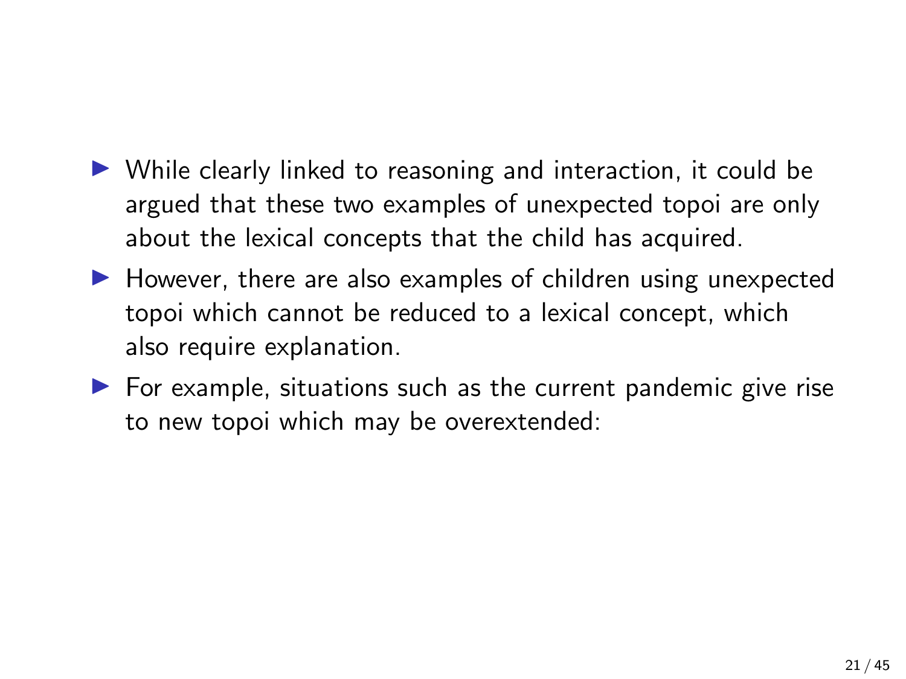- While clearly linked to reasoning and interaction, it could be argued that these two examples of unexpected topoi are only about the lexical concepts that the child has acquired.
- However, there are also examples of children using unexpected topoi which cannot be reduced to a lexical concept, which also require explanation.
- For example, situations such as the current pandemic give rise to new topoi which may be overextended: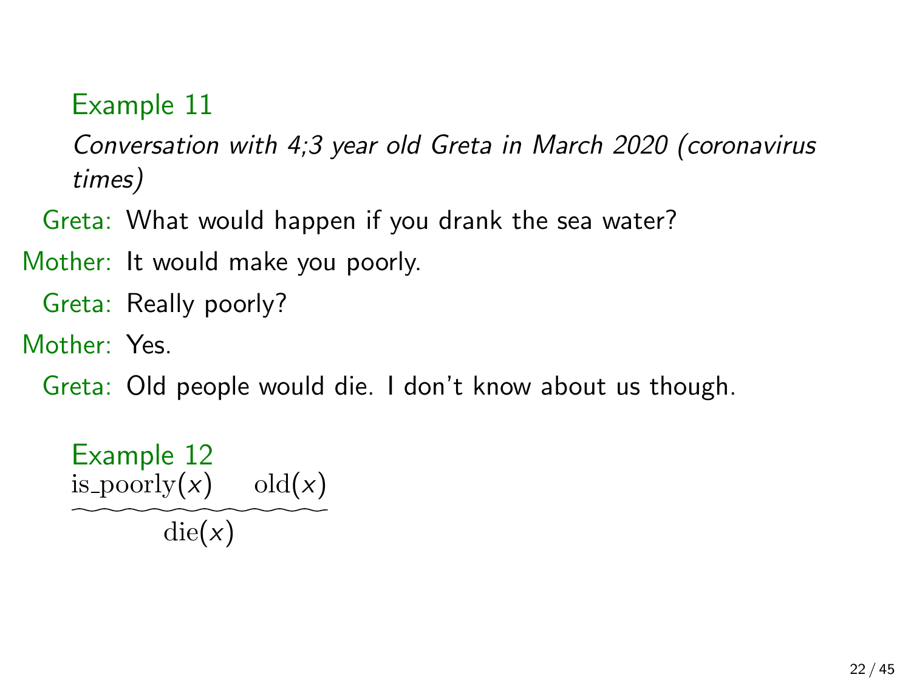Example 11

*Conversation with 4;3 year old Greta in March 2020 (coronavirus times)*

Greta: What would happen if you drank the sea water?

Mother: It would make you poorly.

Greta: Really poorly?

Mother: Yes.

Greta: Old people would die. I don't know about us though.

Example 12

$$\frac{\text{is\_poorly}(x) \quad \text{old}(x)}{\text{die}(x)}$$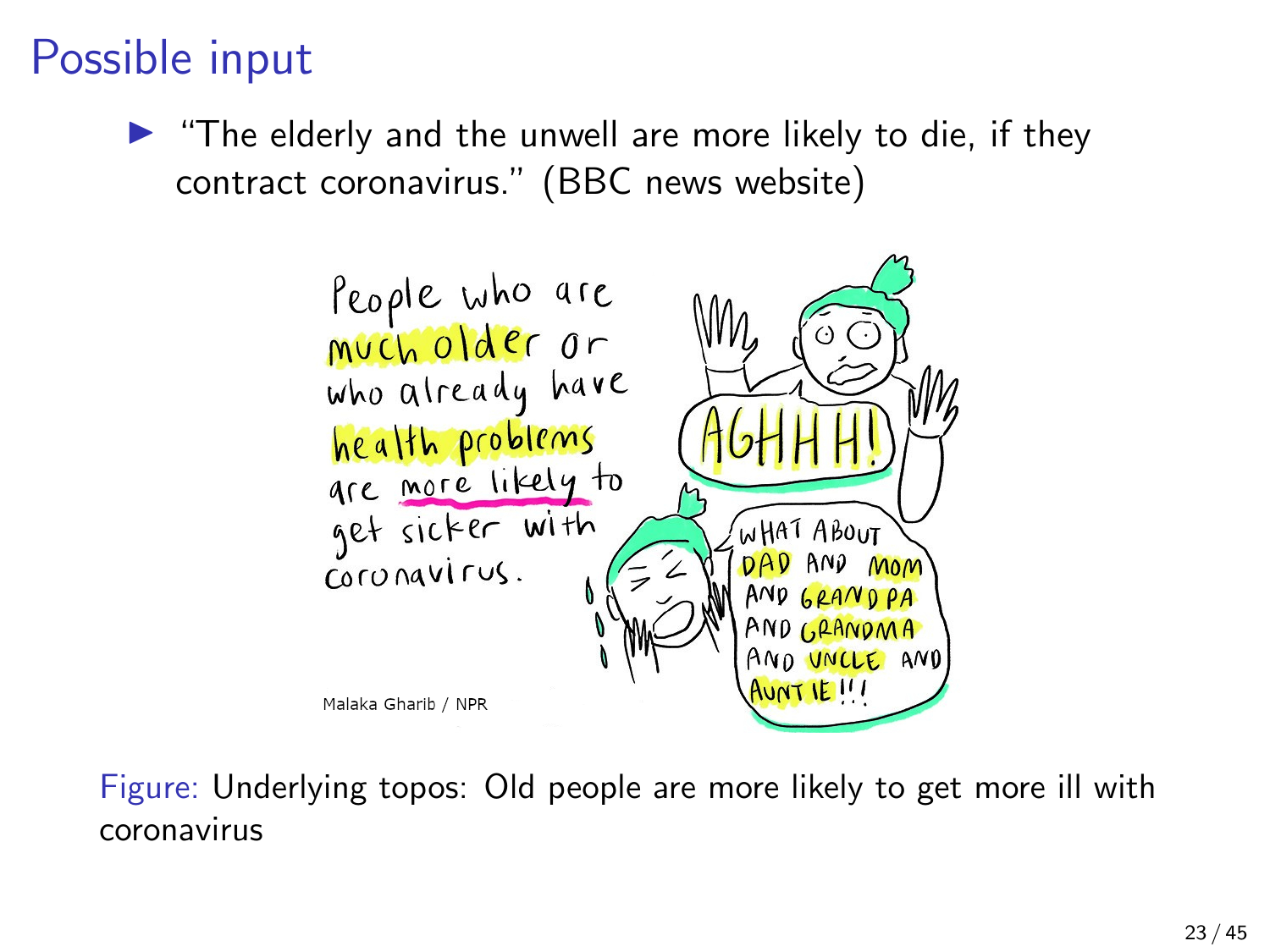# Possible input

- "The elderly and the unwell are more likely to die, if they contract coronavirus." (BBC news website)

Figure: Underlying topos: Old people are more likely to get more ill with coronavirus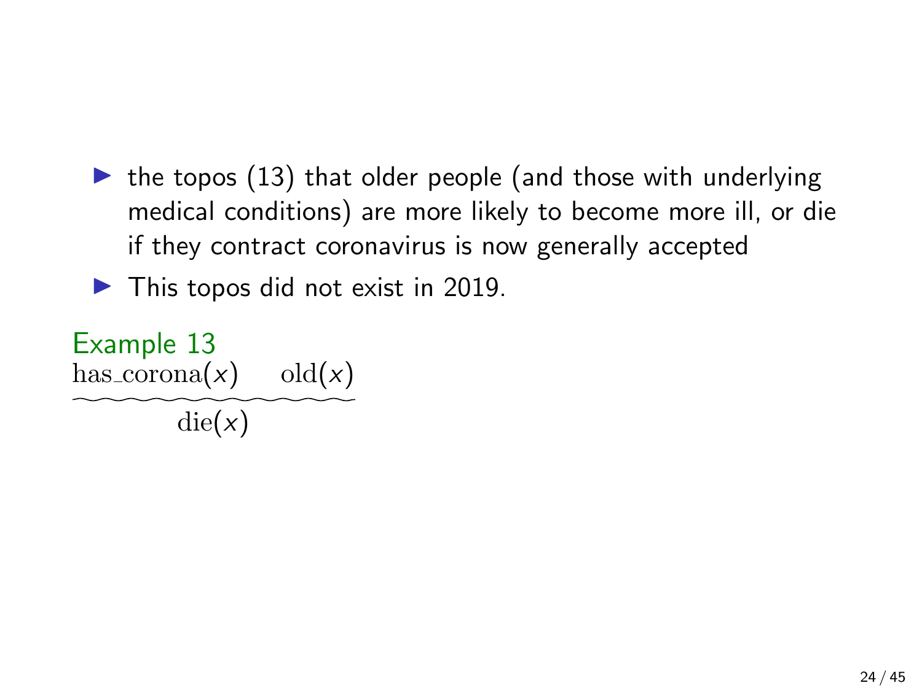- the topos (13) that older people (and those with underlying medical conditions) are more likely to become more ill, or die if they contract coronavirus is now generally accepted
- This topos did not exist in 2019.

Example 13

$$\frac{\text{has\_corona}(x) \quad \text{old}(x)}{\text{die}(x)}$$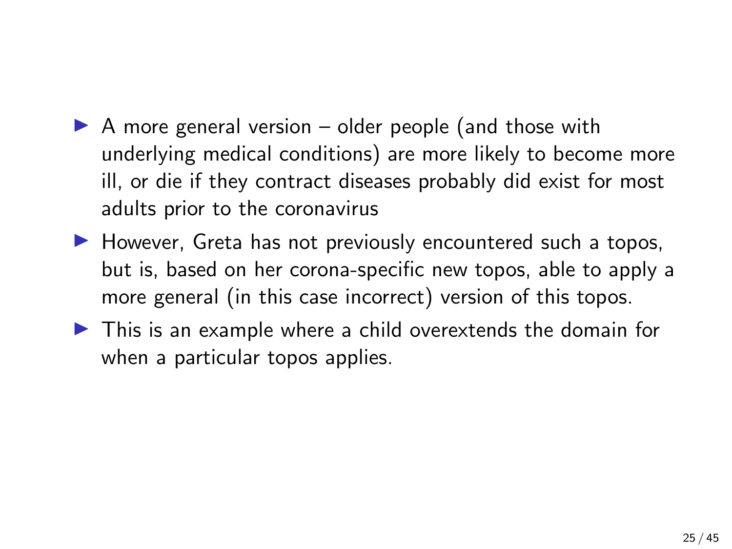- A more general version – older people (and those with underlying medical conditions) are more likely to become more ill, or die if they contract diseases probably did exist for most adults prior to the coronavirus
- However, Greta has not previously encountered such a topos, but is, based on her corona-specific new topos, able to apply a more general (in this case incorrect) version of this topos.
- This is an example where a child overextends the domain for when a particular topos applies.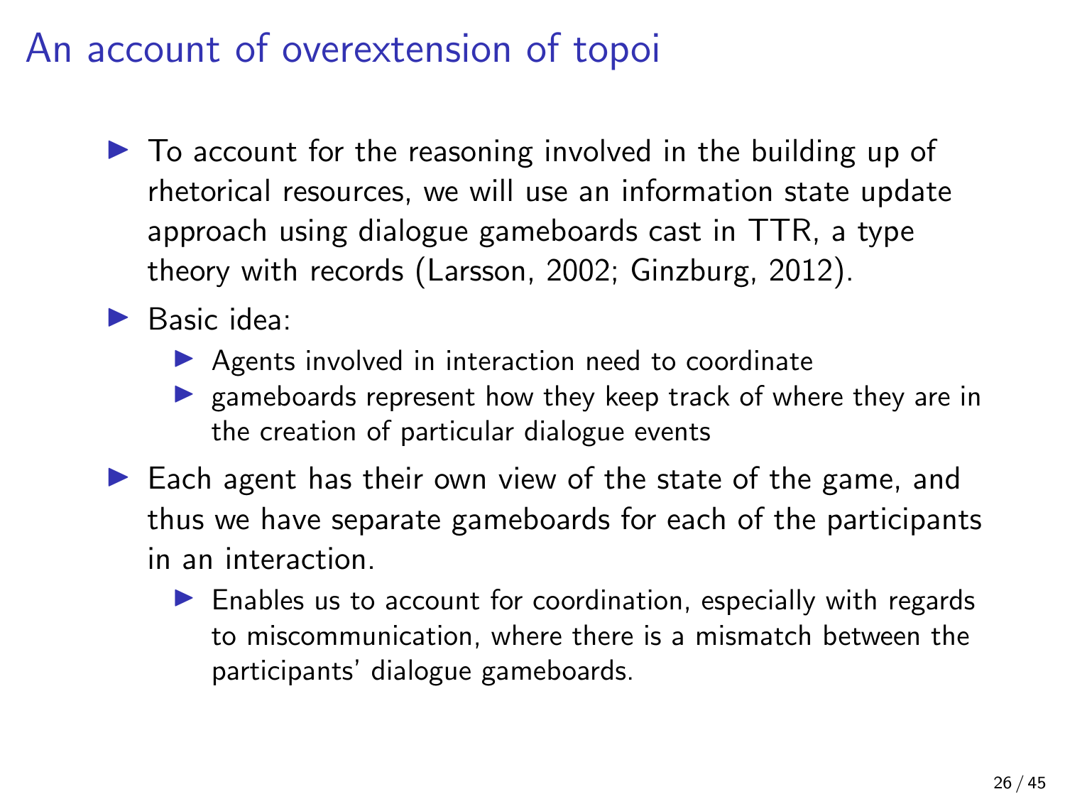# An account of overextension of topoi

- To account for the reasoning involved in the building up of rhetorical resources, we will use an information state update approach using dialogue gameboards cast in TTR, a type theory with records (Larsson, 2002; Ginzburg, 2012).
- Basic idea:
  - Agents involved in interaction need to coordinate
  - gameboards represent how they keep track of where they are in the creation of particular dialogue events
- Each agent has their own view of the state of the game, and thus we have separate gameboards for each of the participants in an interaction.
  - Enables us to account for coordination, especially with regards to miscommunication, where there is a mismatch between the participants' dialogue gameboards.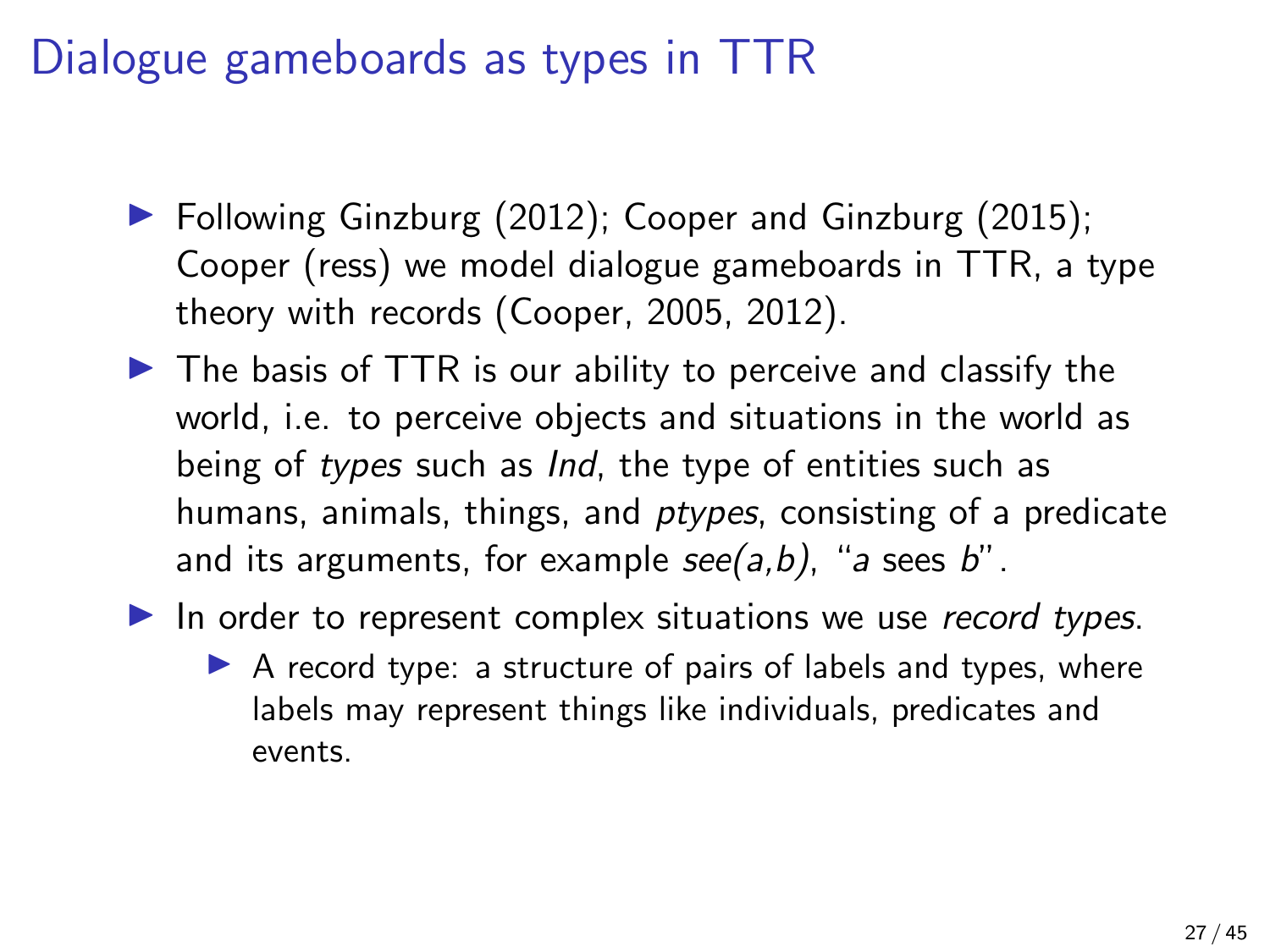# Dialogue gameboards as types in TTR

- Following Ginzburg (2012); Cooper and Ginzburg (2015); Cooper (ress) we model dialogue gameboards in TTR, a type theory with records (Cooper, 2005, 2012).
- The basis of TTR is our ability to perceive and classify the world, i.e. to perceive objects and situations in the world as being of *types* such as *Ind*, the type of entities such as humans, animals, things, and *ptypes*, consisting of a predicate and its arguments, for example *see(a,b)*, "*a* sees *b*".
- In order to represent complex situations we use *record types*.
  - A record type: a structure of pairs of labels and types, where labels may represent things like individuals, predicates and events.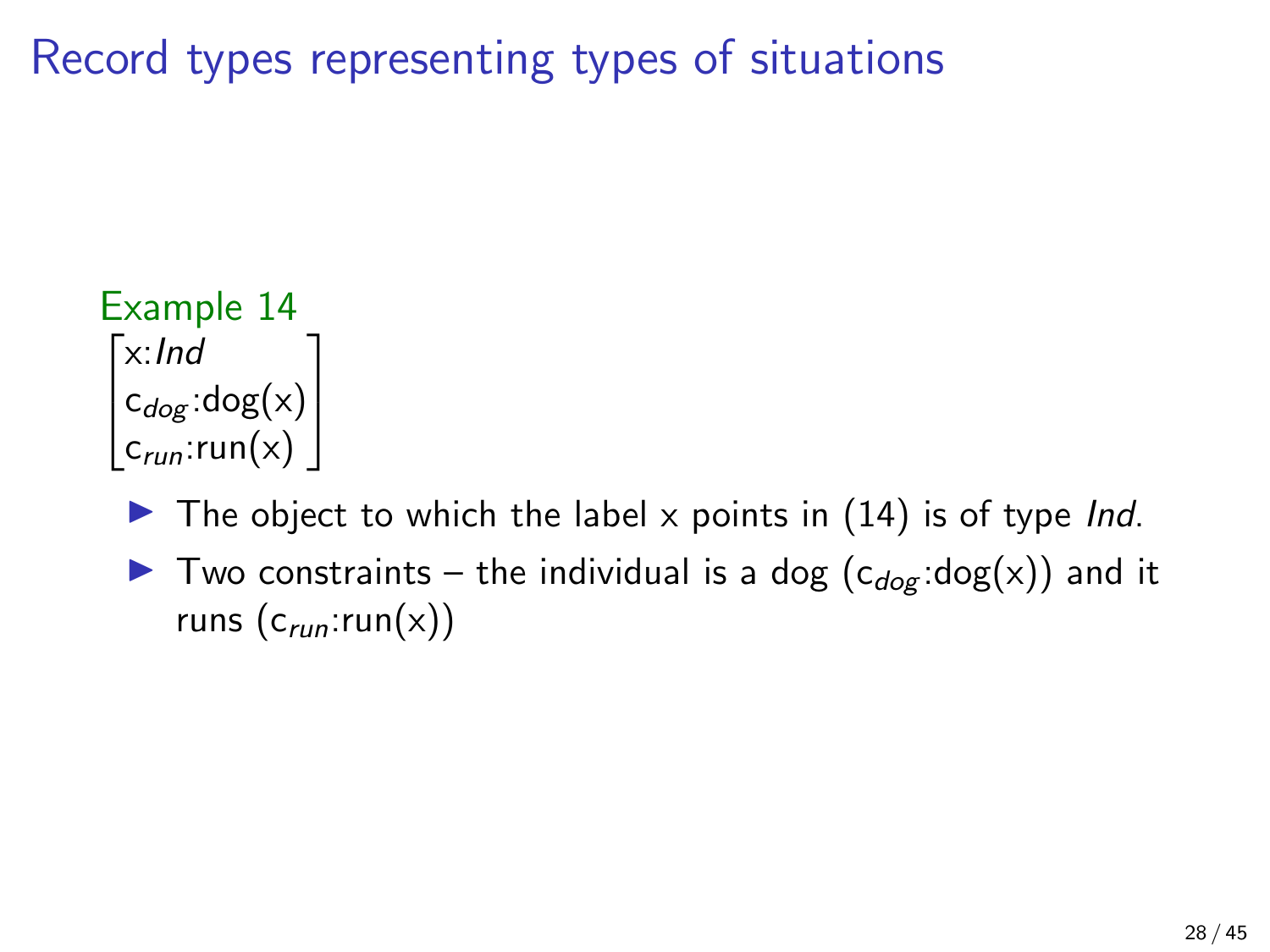# Record types representing types of situations

**Example 14**

$$\begin{bmatrix} \text{x}:\textit{Ind} \\ \text{c}_{\textit{dog}}:\text{dog(x)} \\ \text{c}_{\textit{run}}:\text{run(x)} \end{bmatrix}$$

- The object to which the label x points in (14) is of type *Ind*.
- Two constraints – the individual is a dog ($\text{c}_{dog}$:dog(x)) and it runs ($\text{c}_{run}$:run(x))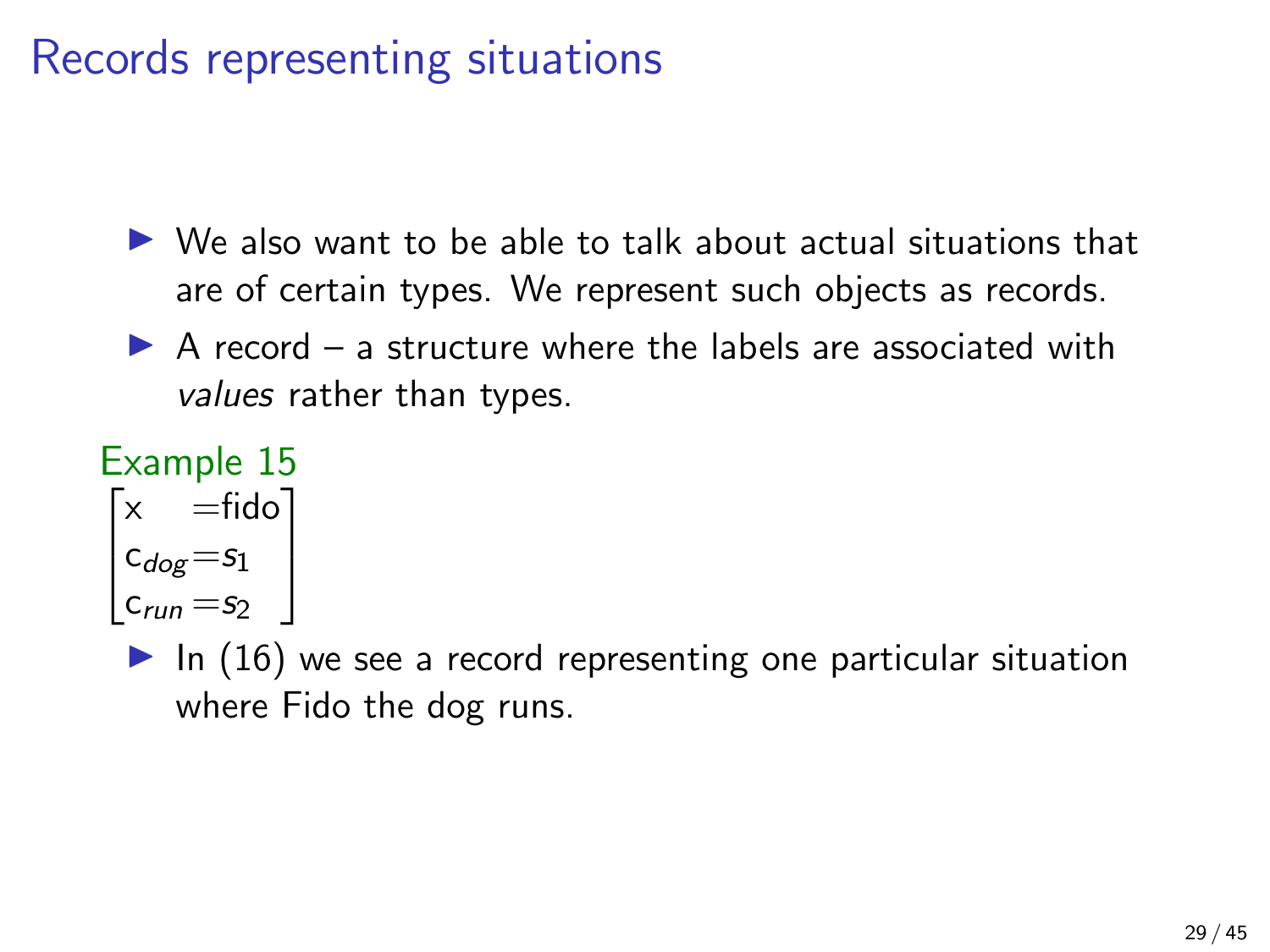# Records representing situations

- We also want to be able to talk about actual situations that are of certain types. We represent such objects as records.
- A record – a structure where the labels are associated with *values* rather than types.

Example 15

$$\begin{bmatrix} \text{x} & = \text{fido} \\ \text{c}_{dog} & = s_1 \\ \text{c}_{run} & = s_2 \end{bmatrix}$$

- In (16) we see a record representing one particular situation where Fido the dog runs.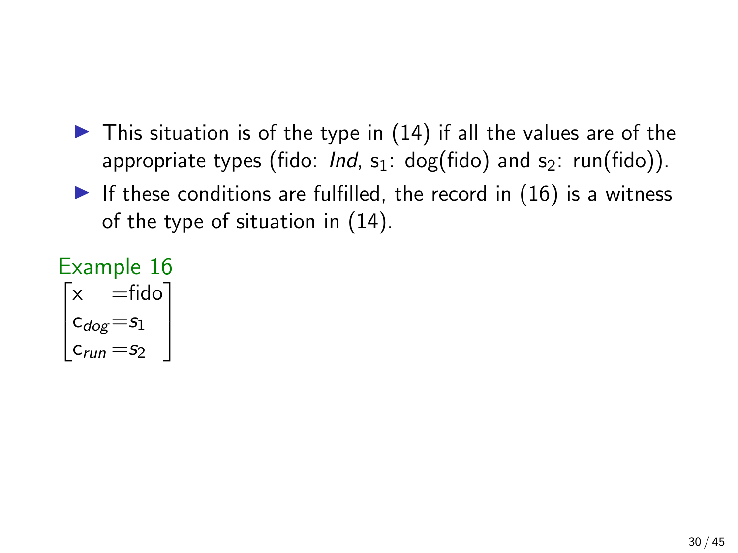- This situation is of the type in (14) if all the values are of the appropriate types (fido: *Ind*, $s_1$: dog(fido) and $s_2$: run(fido)).
- If these conditions are fulfilled, the record in (16) is a witness of the type of situation in (14).

Example 16

$$\begin{bmatrix} \text{x} & = \text{fido} \\ \text{c}_{dog} & = s_1 \\ \text{c}_{run} & = s_2 \end{bmatrix}$$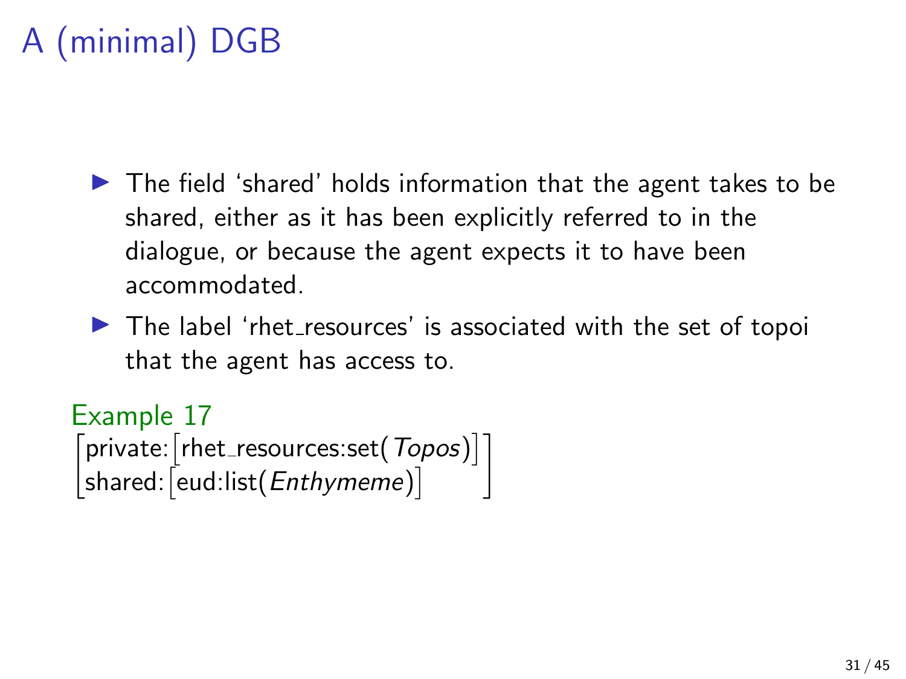# A (minimal) DGB

- The field 'shared' holds information that the agent takes to be shared, either as it has been explicitly referred to in the dialogue, or because the agent expects it to have been accommodated.
- The label 'rhet_resources' is associated with the set of topoi that the agent has access to.

Example 17

$$\begin{bmatrix} \text{private:} \begin{bmatrix} \text{rhet\_resources:set}(\textit{Topos}) \end{bmatrix} \\ \text{shared:} \begin{bmatrix} \text{eud:list}(\textit{Enthymeme}) \end{bmatrix} \end{bmatrix}$$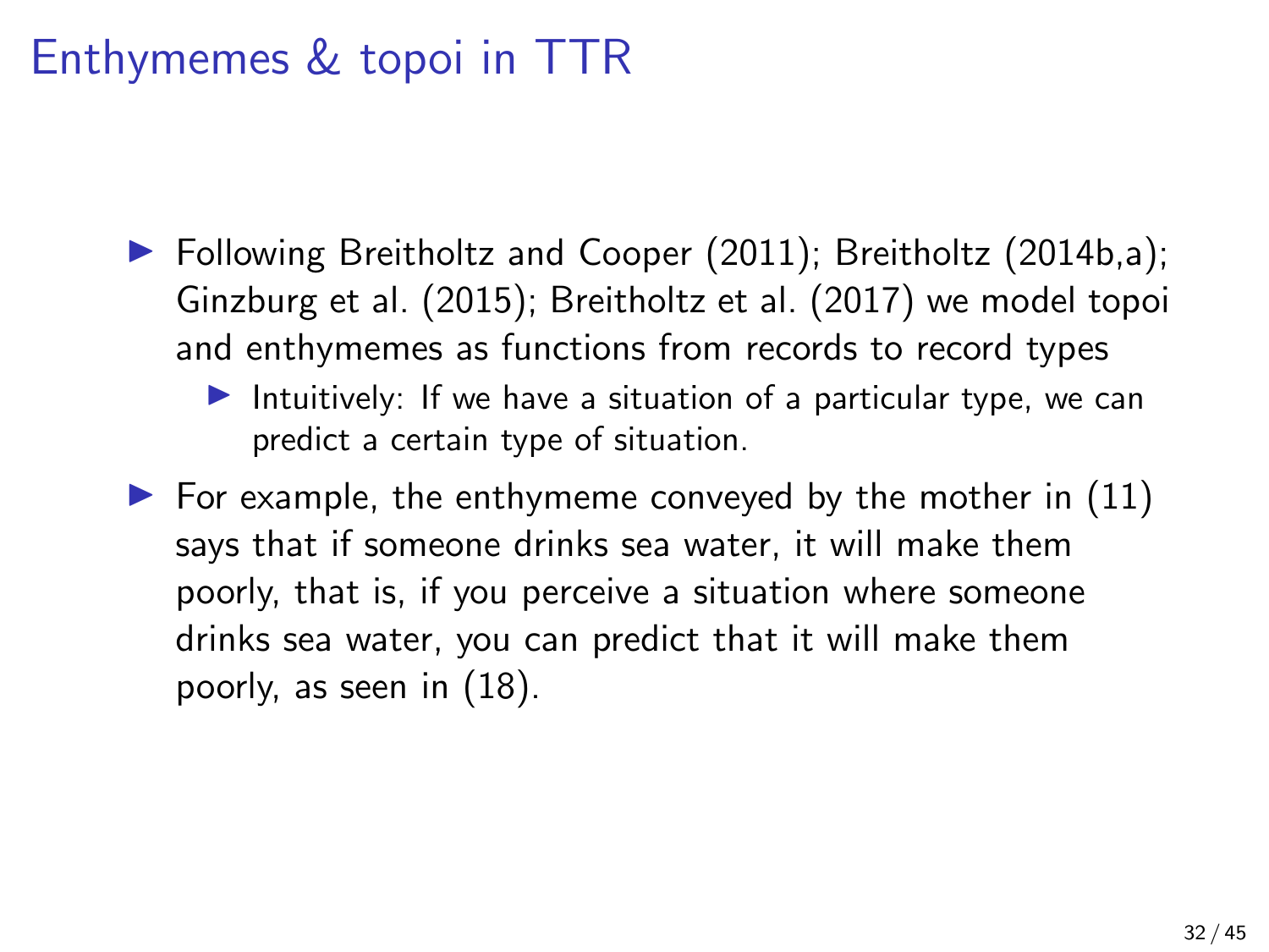# Enthymemes & topoi in TTR

- Following Breitholtz and Cooper (2011); Breitholtz (2014b,a); Ginzburg et al. (2015); Breitholtz et al. (2017) we model topoi and enthymemes as functions from records to record types
  - Intuitively: If we have a situation of a particular type, we can predict a certain type of situation.
- For example, the enthymeme conveyed by the mother in (11) says that if someone drinks sea water, it will make them poorly, that is, if you perceive a situation where someone drinks sea water, you can predict that it will make them poorly, as seen in (18).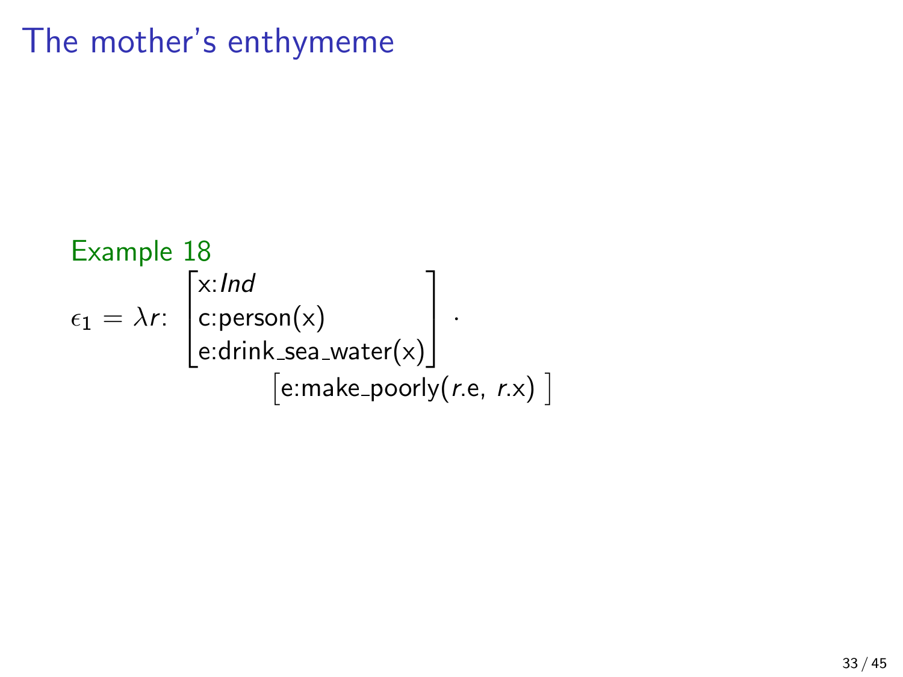# The mother's enthymeme

Example 18

$$\epsilon_1 = \lambda r{:}\ \begin{bmatrix} \text{x:}\mathit{Ind} \\ \text{c:person(x)} \\ \text{e:drink\_sea\_water(x)} \end{bmatrix} .$$

$$\begin{bmatrix} \text{e:make\_poorly(}r\text{.e, }r\text{.x)} \end{bmatrix}$$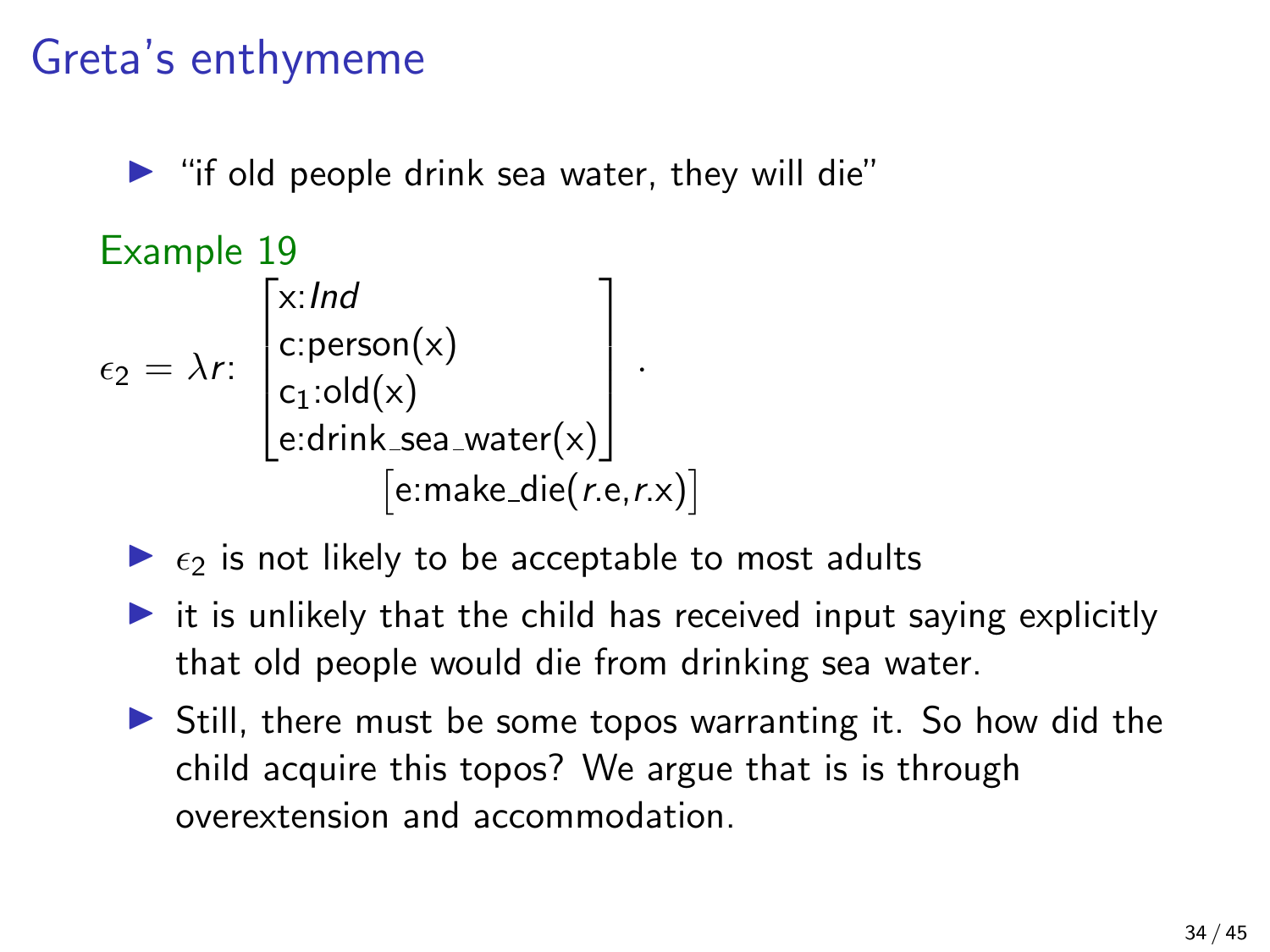# Greta's enthymeme

- "if old people drink sea water, they will die"

**Example 19**

$$
\epsilon_2 = \lambda r{:}\ \begin{bmatrix} \text{x}{:}\mathit{Ind} \\ \text{c}{:}\text{person(x)} \\ \text{c}_1{:}\text{old(x)} \\ \text{e}{:}\text{drink\_sea\_water(x)} \end{bmatrix} . \left[\text{e}{:}\text{make\_die}(r.\text{e}, r.\text{x})\right]
$$

- $\epsilon_2$ is not likely to be acceptable to most adults
- it is unlikely that the child has received input saying explicitly that old people would die from drinking sea water.
- Still, there must be some topos warranting it. So how did the child acquire this topos? We argue that is is through overextension and accommodation.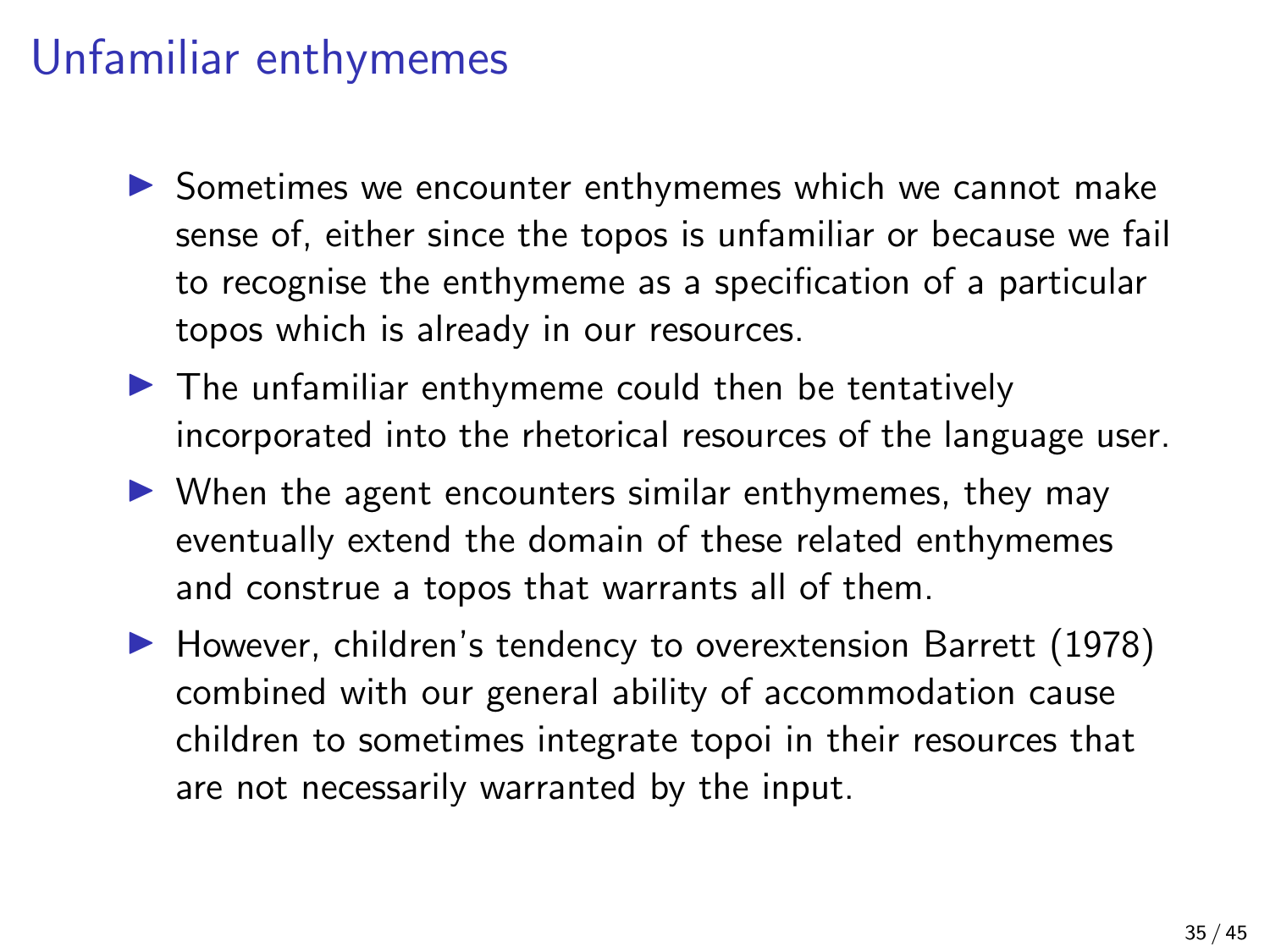# Unfamiliar enthymemes

- Sometimes we encounter enthymemes which we cannot make sense of, either since the topos is unfamiliar or because we fail to recognise the enthymeme as a specification of a particular topos which is already in our resources.
- The unfamiliar enthymeme could then be tentatively incorporated into the rhetorical resources of the language user.
- When the agent encounters similar enthymemes, they may eventually extend the domain of these related enthymemes and construe a topos that warrants all of them.
- However, children's tendency to overextension Barrett (1978) combined with our general ability of accommodation cause children to sometimes integrate topoi in their resources that are not necessarily warranted by the input.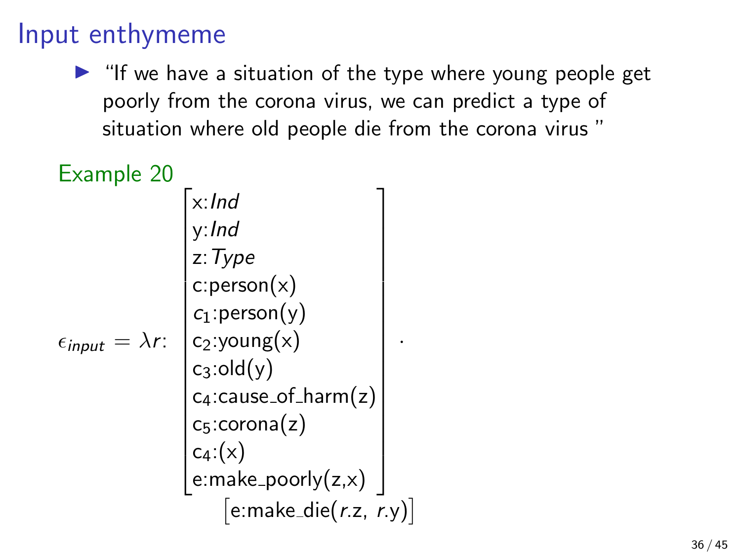# Input enthymeme

- "If we have a situation of the type where young people get poorly from the corona virus, we can predict a type of situation where old people die from the corona virus "

Example 20

$$
\epsilon_{input} = \lambda r: \begin{bmatrix} \text{x}:\textit{Ind} \\ \text{y}:\textit{Ind} \\ \text{z}:\textit{Type} \\ \text{c}:\text{person(x)} \\ c_1:\text{person(y)} \\ \text{c}_2:\text{young(x)} \\ \text{c}_3:\text{old(y)} \\ \text{c}_4:\text{cause\_of\_harm(z)} \\ \text{c}_5:\text{corona(z)} \\ \text{c}_4:\text{(x)} \\ \text{e}:\text{make\_poorly(z,x)} \end{bmatrix} \; . \\ \qquad\qquad \begin{bmatrix} \text{e}:\text{make\_die}(r.\text{z},\ r.\text{y}) \end{bmatrix}
$$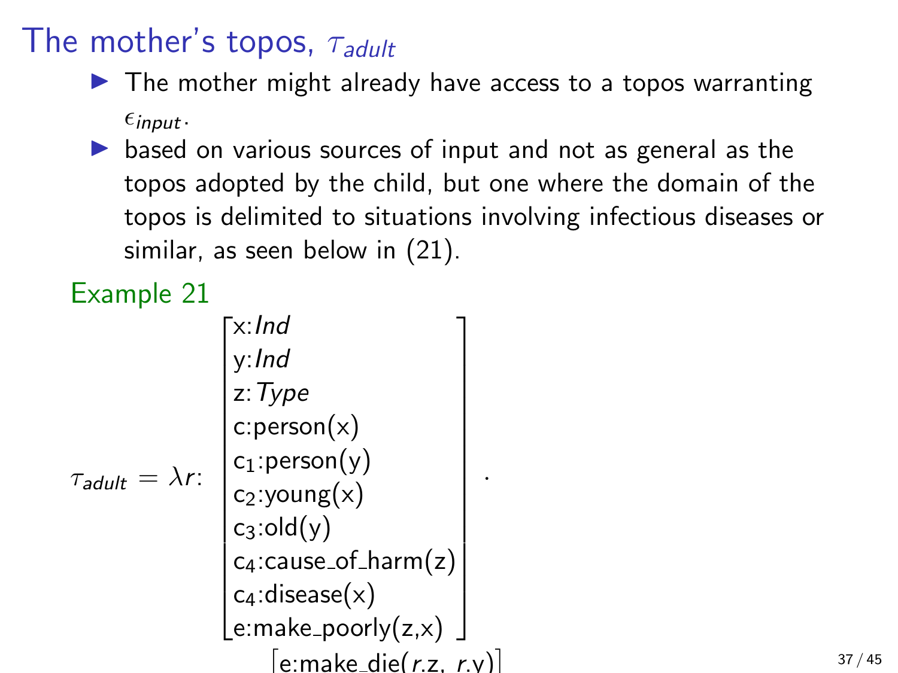# The mother's topos, $\tau_{adult}$

- The mother might already have access to a topos warranting $\epsilon_{input}$.
- based on various sources of input and not as general as the topos adopted by the child, but one where the domain of the topos is delimited to situations involving infectious diseases or similar, as seen below in (21).

Example 21

$$
\tau_{adult} = \lambda r: \begin{bmatrix} \text{x}:\textit{Ind} \\ \text{y}:\textit{Ind} \\ \text{z}:\textit{Type} \\ \text{c}:\text{person(x)} \\ \text{c}_1:\text{person(y)} \\ \text{c}_2:\text{young(x)} \\ \text{c}_3:\text{old(y)} \\ \text{c}_4:\text{cause\_of\_harm(z)} \\ \text{c}_4:\text{disease(x)} \\ \text{e}:\text{make\_poorly(z,x)} \end{bmatrix} .
$$

$$
\begin{bmatrix} \text{e}:\text{make\_die}(r.\text{z},\ r.\text{y}) \end{bmatrix}
$$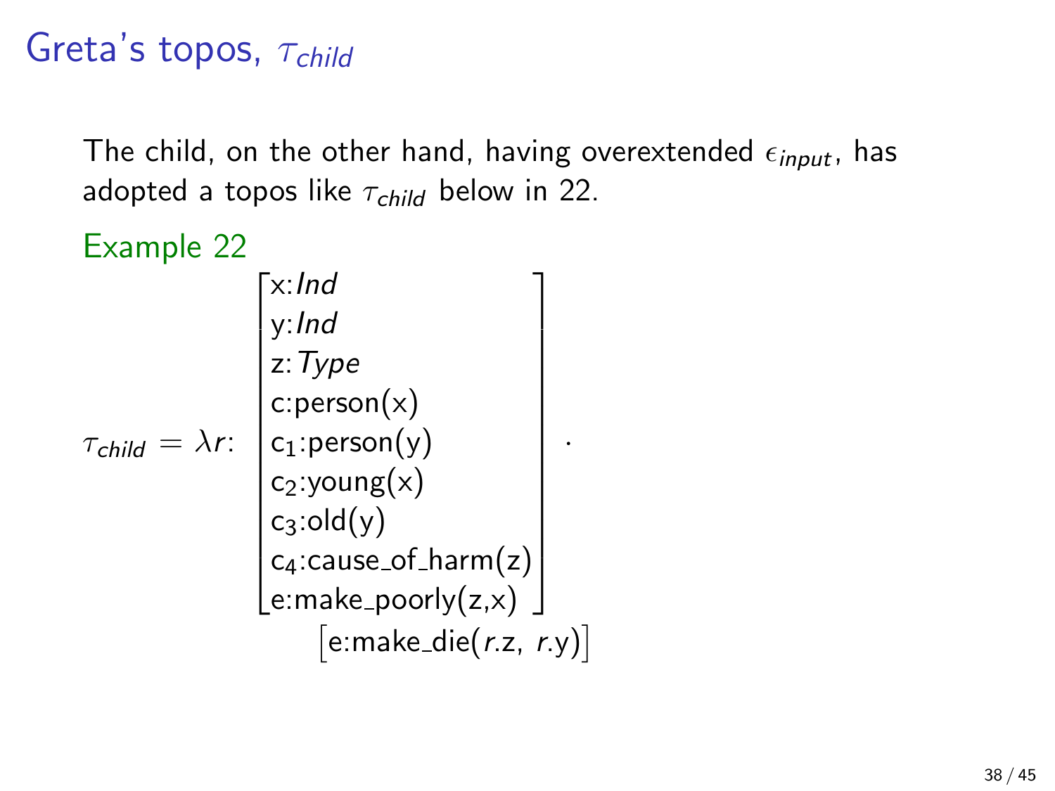# Greta's topos, $\tau_{child}$

The child, on the other hand, having overextended $\epsilon_{input}$, has adopted a topos like $\tau_{child}$ below in 22.

Example 22

$$
\tau_{child} = \lambda r{:}\ \begin{bmatrix}
\text{x}:\textit{Ind} \\
\text{y}:\textit{Ind} \\
\text{z}:\textit{Type} \\
\text{c:person(x)} \\
\text{c}_1\text{:person(y)} \\
\text{c}_2\text{:young(x)} \\
\text{c}_3\text{:old(y)} \\
\text{c}_4\text{:cause\_of\_harm(z)} \\
\text{e:make\_poorly(z,x)}
\end{bmatrix}
\left[\text{e:make\_die}(r.\text{z},\ r.\text{y})\right].
$$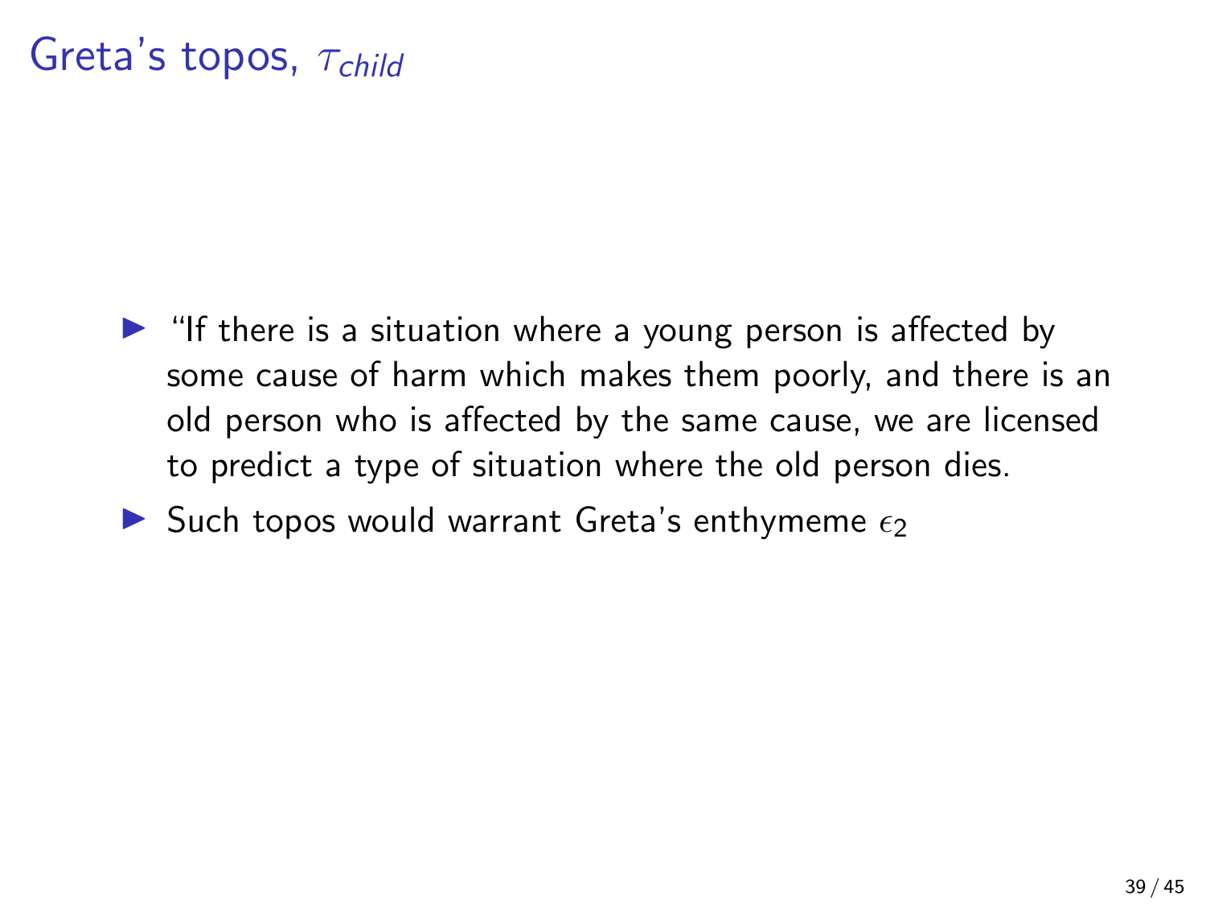# Greta's topos, $\tau_{child}$

- "If there is a situation where a young person is affected by some cause of harm which makes them poorly, and there is an old person who is affected by the same cause, we are licensed to predict a type of situation where the old person dies.
- Such topos would warrant Greta's enthymeme $\epsilon_2$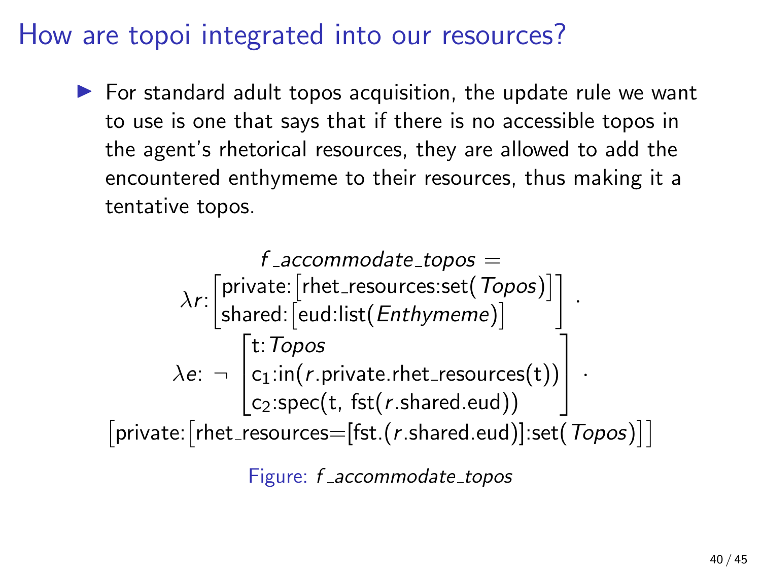# How are topoi integrated into our resources?

- For standard adult topos acquisition, the update rule we want to use is one that says that if there is no accessible topos in the agent's rhetorical resources, they are allowed to add the encountered enthymeme to their resources, thus making it a tentative topos.

$$
\begin{array}{c}
f\_accommodate\_topos = \\
\lambda r{:}\begin{bmatrix}\text{private:}\begin{bmatrix}\text{rhet\_resources:set}(\mathit{Topos})\end{bmatrix}\\ \text{shared:}\begin{bmatrix}\text{eud:list}(\mathit{Enthymeme})\end{bmatrix}\end{bmatrix}\;. \\
\lambda e{:}\;\neg\;\begin{bmatrix}\text{t:}\,\mathit{Topos}\\ \text{c}_1\text{:in}(r\text{.private.rhet\_resources(t)})\\ \text{c}_2\text{:spec(t, fst}(r\text{.shared.eud}))\end{bmatrix}\;. \\
\begin{bmatrix}\text{private:}\begin{bmatrix}\text{rhet\_resources=[fst.}(r\text{.shared.eud})]\text{:set}(\mathit{Topos})\end{bmatrix}\end{bmatrix}
\end{array}
$$

Figure: *f_accommodate_topos*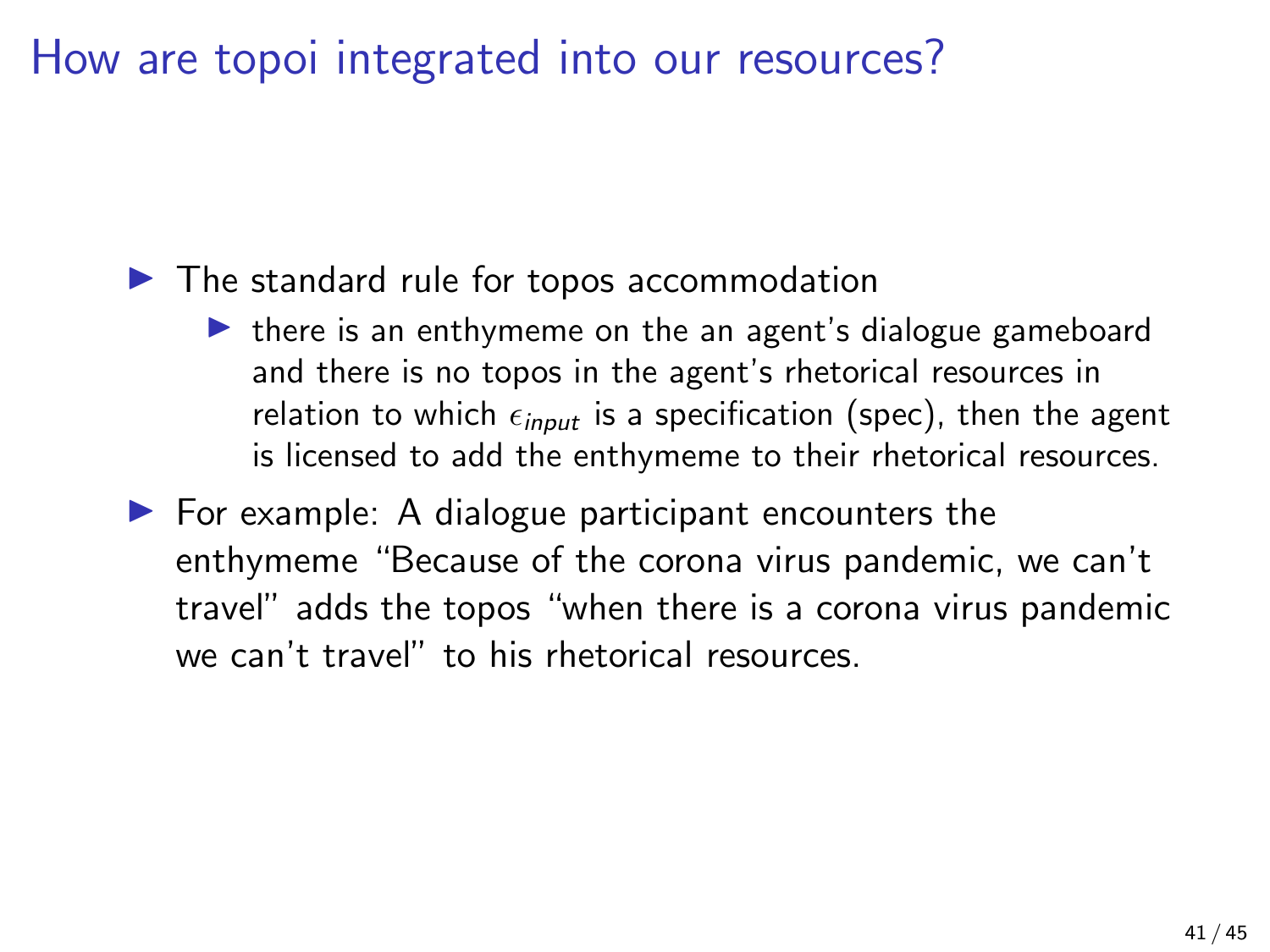# How are topoi integrated into our resources?

- The standard rule for topos accommodation
  - there is an enthymeme on the an agent's dialogue gameboard and there is no topos in the agent's rhetorical resources in relation to which $\epsilon_{input}$ is a specification (spec), then the agent is licensed to add the enthymeme to their rhetorical resources.
- For example: A dialogue participant encounters the enthymeme "Because of the corona virus pandemic, we can't travel" adds the topos "when there is a corona virus pandemic we can't travel" to his rhetorical resources.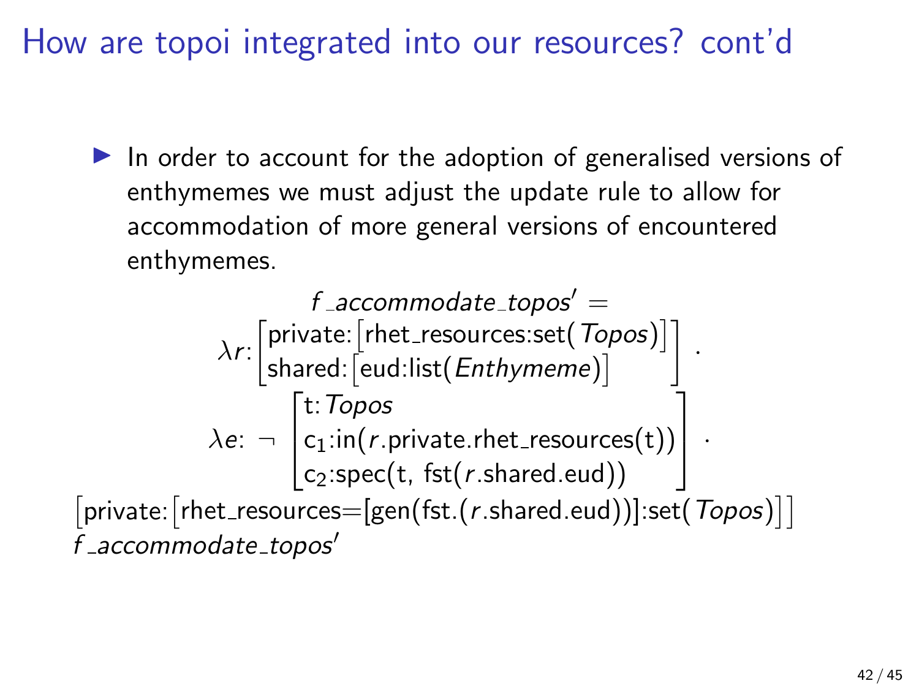# How are topoi integrated into our resources? cont'd

- In order to account for the adoption of generalised versions of enthymemes we must adjust the update rule to allow for accommodation of more general versions of encountered enthymemes.

$$
\begin{array}{c}
f\_accommodate\_topos' = \\
\lambda r{:}\begin{bmatrix}\text{private:}\begin{bmatrix}\text{rhet\_resources:set}(\mathit{Topos})\end{bmatrix}\\ \text{shared:}\begin{bmatrix}\text{eud:list}(\mathit{Enthymeme})\end{bmatrix}\end{bmatrix}\ . \\
\lambda e{:}\ \neg\ \begin{bmatrix}\text{t:}\,\mathit{Topos}\\ \text{c}_1\text{:in}(r\text{.private.rhet\_resources(t)})\\ \text{c}_2\text{:spec(t, fst}(r\text{.shared.eud}))\end{bmatrix}\ . \\
\begin{bmatrix}\text{private:}\begin{bmatrix}\text{rhet\_resources=[gen(fst.}(r\text{.shared.eud))]:set}(\mathit{Topos})\end{bmatrix}\end{bmatrix}
\end{array}
$$

*f_accommodate_topos'*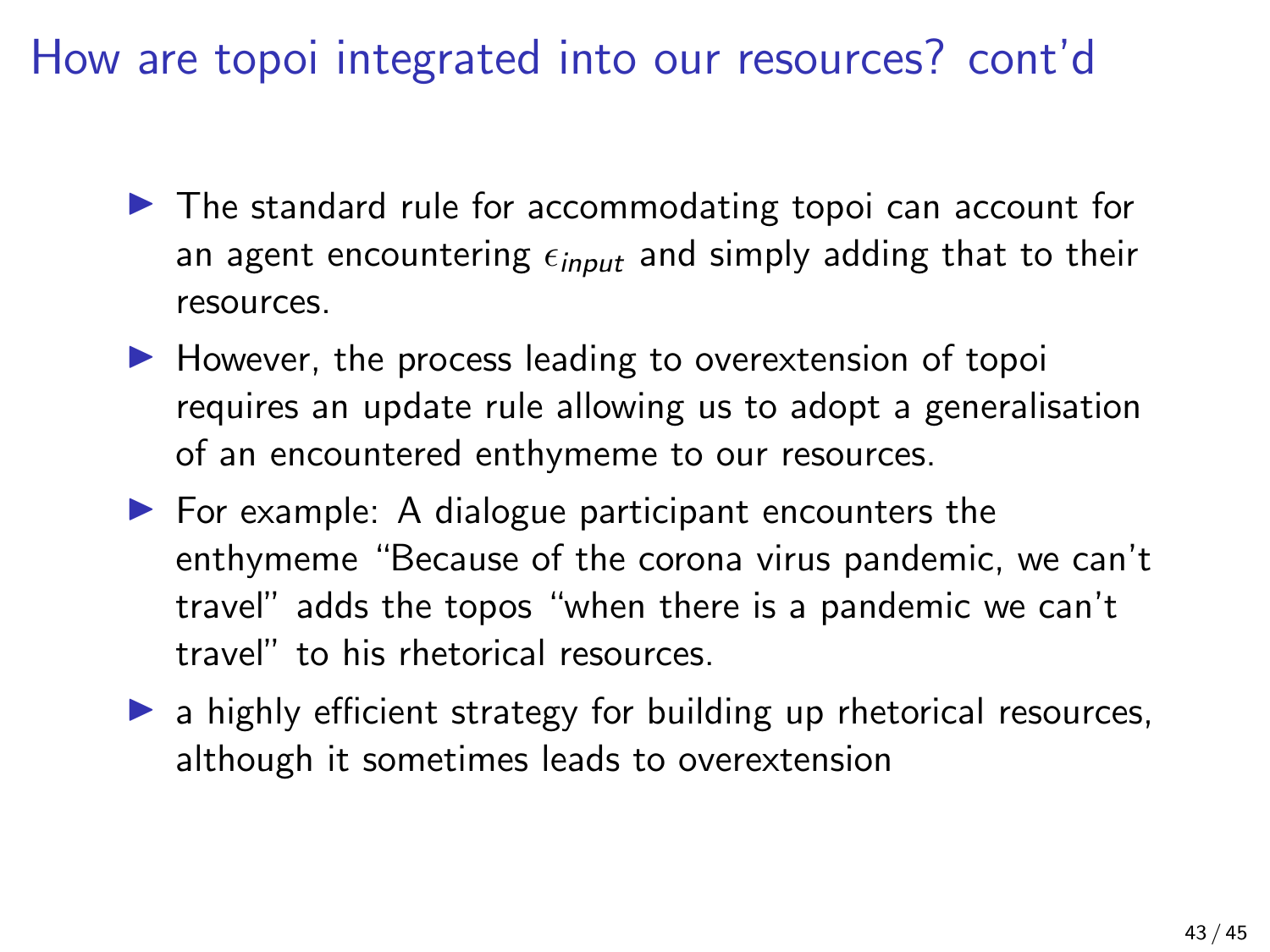# How are topoi integrated into our resources? cont'd

- The standard rule for accommodating topoi can account for an agent encountering $\epsilon_{input}$ and simply adding that to their resources.
- However, the process leading to overextension of topoi requires an update rule allowing us to adopt a generalisation of an encountered enthymeme to our resources.
- For example: A dialogue participant encounters the enthymeme "Because of the corona virus pandemic, we can't travel" adds the topos "when there is a pandemic we can't travel" to his rhetorical resources.
- a highly efficient strategy for building up rhetorical resources, although it sometimes leads to overextension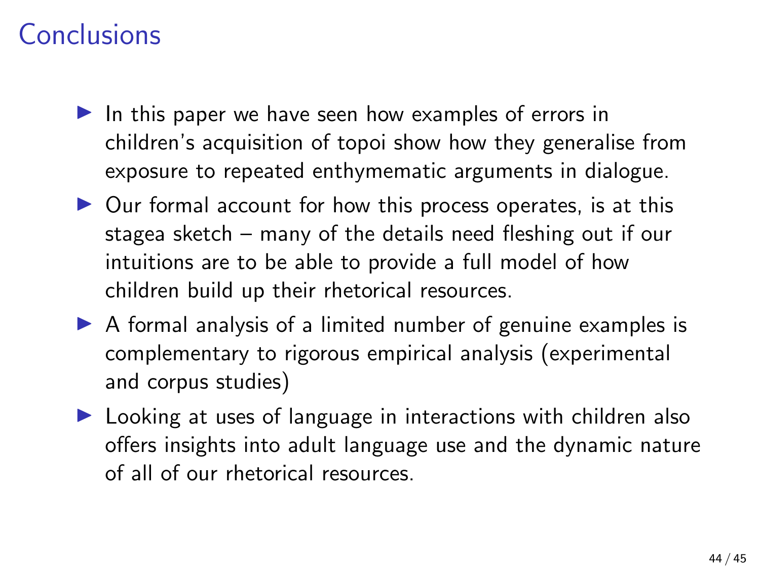# Conclusions

- In this paper we have seen how examples of errors in children's acquisition of topoi show how they generalise from exposure to repeated enthymematic arguments in dialogue.
- Our formal account for how this process operates, is at this stagea sketch – many of the details need fleshing out if our intuitions are to be able to provide a full model of how children build up their rhetorical resources.
- A formal analysis of a limited number of genuine examples is complementary to rigorous empirical analysis (experimental and corpus studies)
- Looking at uses of language in interactions with children also offers insights into adult language use and the dynamic nature of all of our rhetorical resources.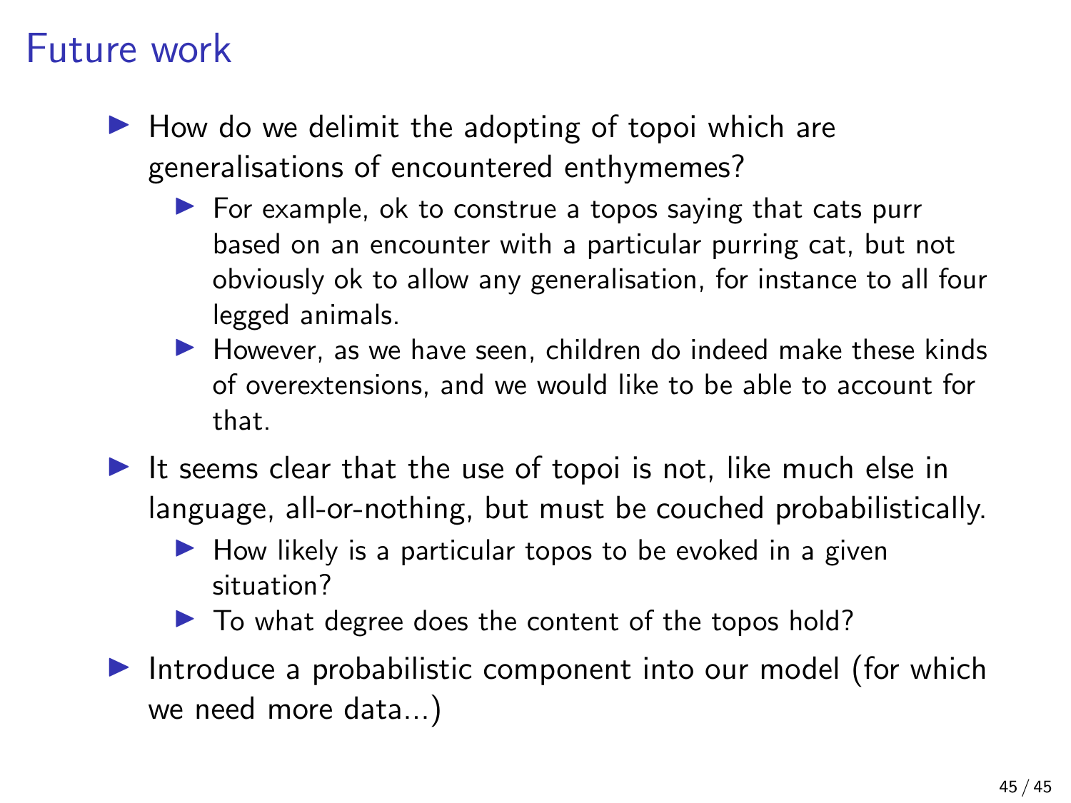# Future work

- How do we delimit the adopting of topoi which are generalisations of encountered enthymemes?
  - For example, ok to construe a topos saying that cats purr based on an encounter with a particular purring cat, but not obviously ok to allow any generalisation, for instance to all four legged animals.
  - However, as we have seen, children do indeed make these kinds of overextensions, and we would like to be able to account for that.
- It seems clear that the use of topoi is not, like much else in language, all-or-nothing, but must be couched probabilistically.
  - How likely is a particular topos to be evoked in a given situation?
  - To what degree does the content of the topos hold?
- Introduce a probabilistic component into our model (for which we need more data...)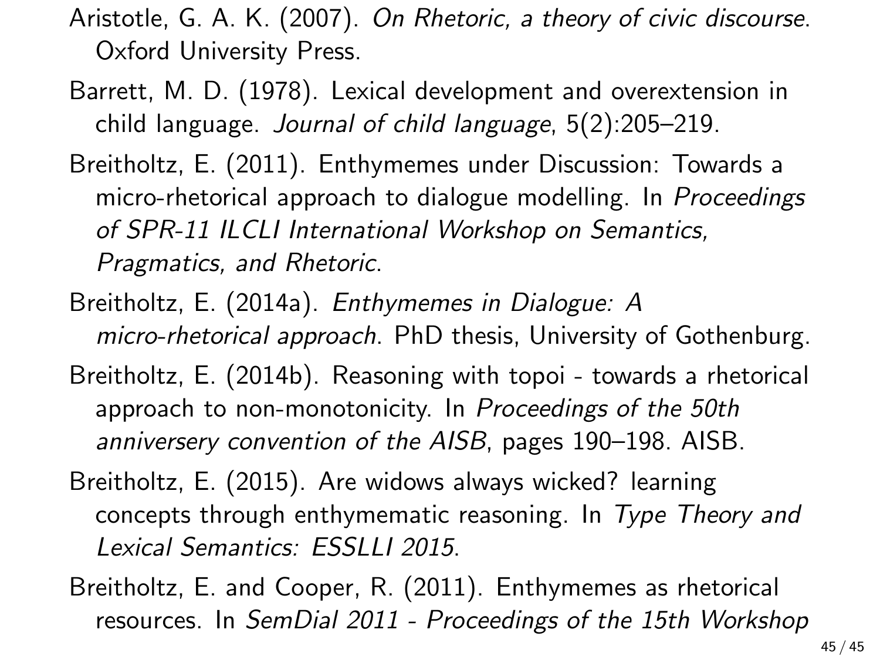Aristotle, G. A. K. (2007). *On Rhetoric, a theory of civic discourse*. Oxford University Press.

Barrett, M. D. (1978). Lexical development and overextension in child language. *Journal of child language*, 5(2):205–219.

Breitholtz, E. (2011). Enthymemes under Discussion: Towards a micro-rhetorical approach to dialogue modelling. In *Proceedings of SPR-11 ILCLI International Workshop on Semantics, Pragmatics, and Rhetoric*.

Breitholtz, E. (2014a). *Enthymemes in Dialogue: A micro-rhetorical approach*. PhD thesis, University of Gothenburg.

Breitholtz, E. (2014b). Reasoning with topoi - towards a rhetorical approach to non-monotonicity. In *Proceedings of the 50th anniversery convention of the AISB*, pages 190–198. AISB.

Breitholtz, E. (2015). Are widows always wicked? learning concepts through enthymematic reasoning. In *Type Theory and Lexical Semantics: ESSLLI 2015*.

Breitholtz, E. and Cooper, R. (2011). Enthymemes as rhetorical resources. In *SemDial 2011 - Proceedings of the 15th Workshop*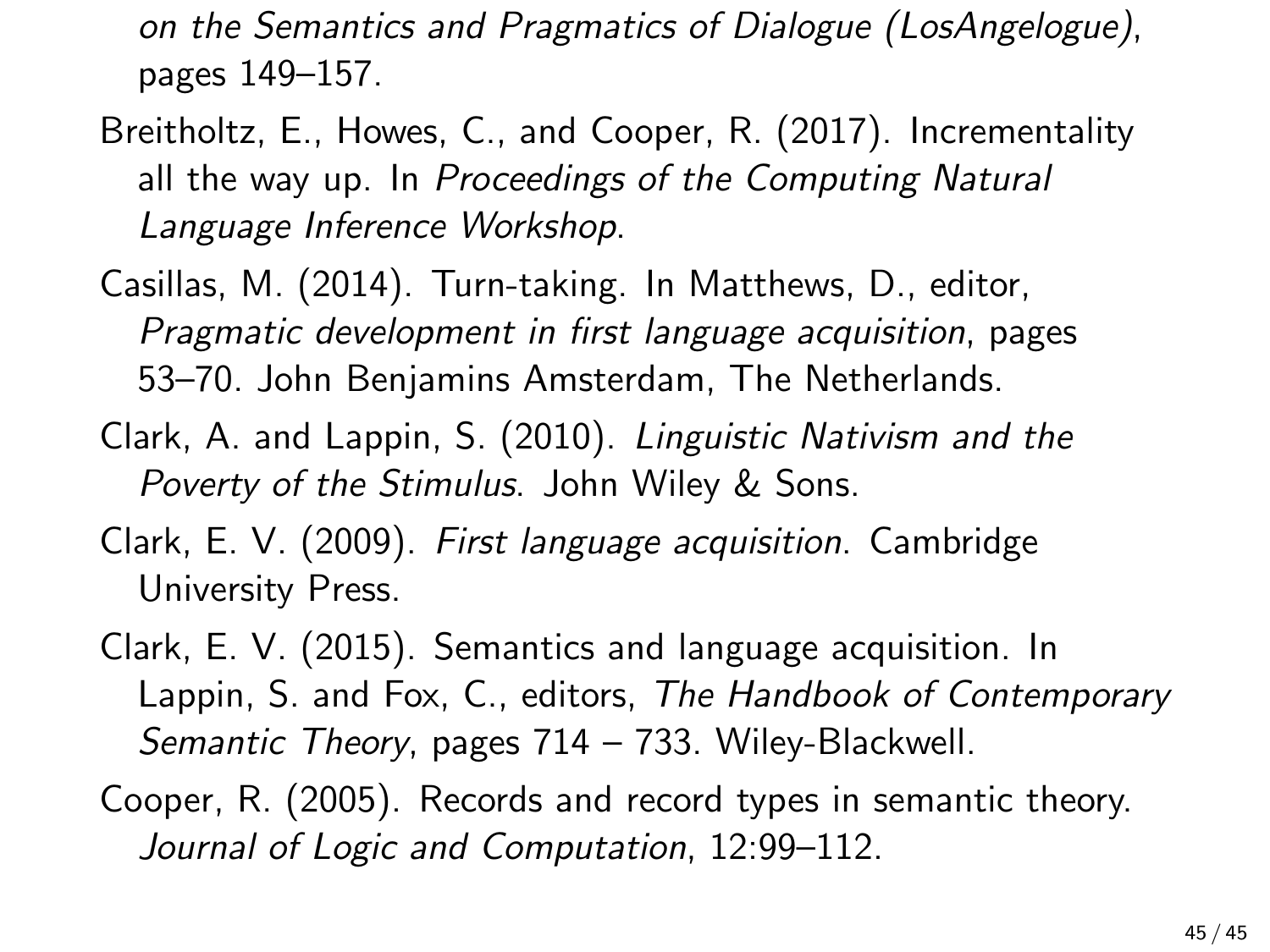*on the Semantics and Pragmatics of Dialogue (LosAngelogue)*, pages 149–157.

Breitholtz, E., Howes, C., and Cooper, R. (2017). Incrementality all the way up. In *Proceedings of the Computing Natural Language Inference Workshop*.

Casillas, M. (2014). Turn-taking. In Matthews, D., editor, *Pragmatic development in first language acquisition*, pages 53–70. John Benjamins Amsterdam, The Netherlands.

Clark, A. and Lappin, S. (2010). *Linguistic Nativism and the Poverty of the Stimulus*. John Wiley & Sons.

Clark, E. V. (2009). *First language acquisition*. Cambridge University Press.

Clark, E. V. (2015). Semantics and language acquisition. In Lappin, S. and Fox, C., editors, *The Handbook of Contemporary Semantic Theory*, pages 714 – 733. Wiley-Blackwell.

Cooper, R. (2005). Records and record types in semantic theory. *Journal of Logic and Computation*, 12:99–112.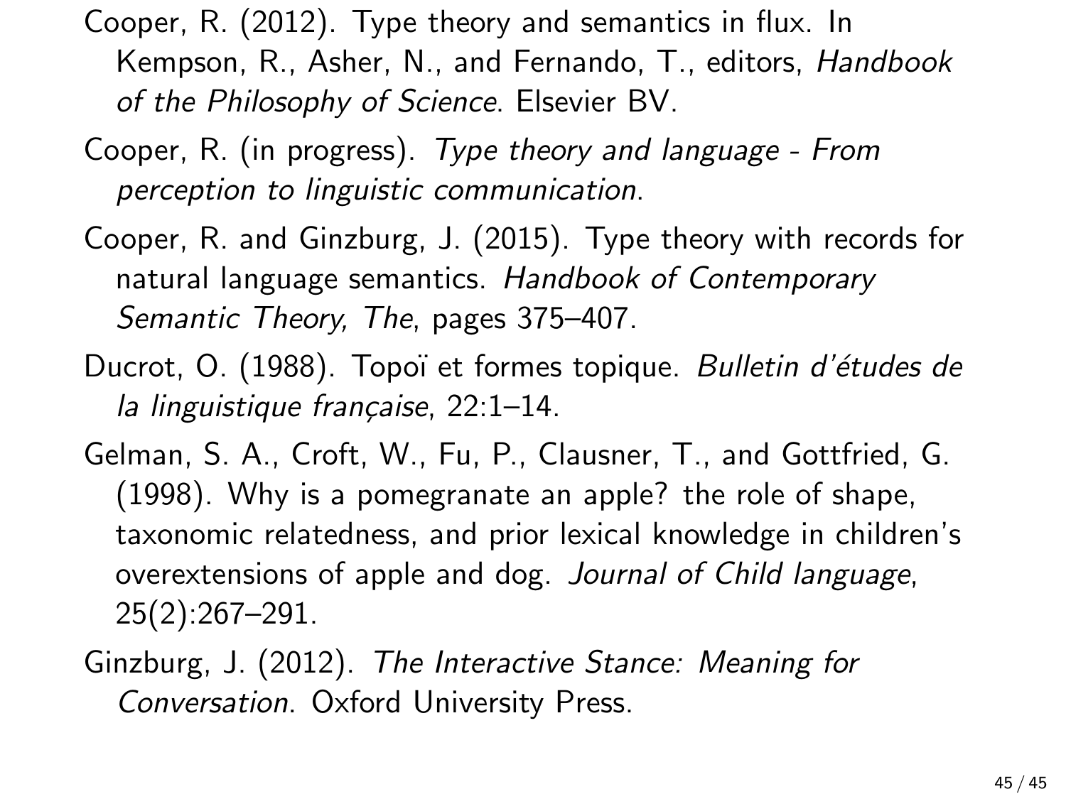Cooper, R. (2012). Type theory and semantics in flux. In Kempson, R., Asher, N., and Fernando, T., editors, *Handbook of the Philosophy of Science*. Elsevier BV.

Cooper, R. (in progress). *Type theory and language - From perception to linguistic communication*.

Cooper, R. and Ginzburg, J. (2015). Type theory with records for natural language semantics. *Handbook of Contemporary Semantic Theory, The*, pages 375–407.

Ducrot, O. (1988). Topoï et formes topique. *Bulletin d'études de la linguistique française*, 22:1–14.

Gelman, S. A., Croft, W., Fu, P., Clausner, T., and Gottfried, G. (1998). Why is a pomegranate an apple? the role of shape, taxonomic relatedness, and prior lexical knowledge in children's overextensions of apple and dog. *Journal of Child language*, 25(2):267–291.

Ginzburg, J. (2012). *The Interactive Stance: Meaning for Conversation*. Oxford University Press.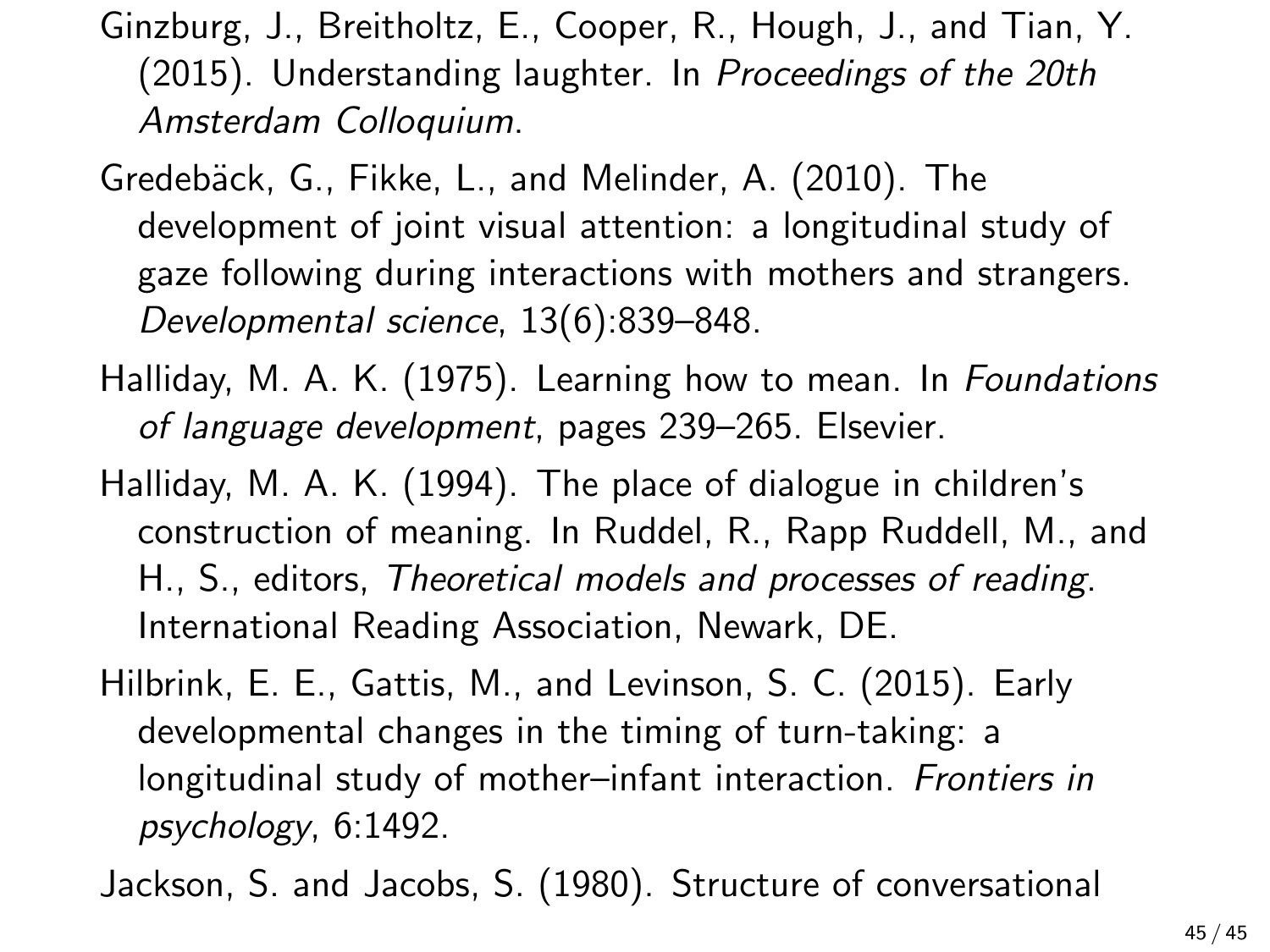Ginzburg, J., Breitholtz, E., Cooper, R., Hough, J., and Tian, Y. (2015). Understanding laughter. In *Proceedings of the 20th Amsterdam Colloquium*.

Gredebäck, G., Fikke, L., and Melinder, A. (2010). The development of joint visual attention: a longitudinal study of gaze following during interactions with mothers and strangers. *Developmental science*, 13(6):839–848.

Halliday, M. A. K. (1975). Learning how to mean. In *Foundations of language development*, pages 239–265. Elsevier.

Halliday, M. A. K. (1994). The place of dialogue in children's construction of meaning. In Ruddel, R., Rapp Ruddell, M., and H., S., editors, *Theoretical models and processes of reading*. International Reading Association, Newark, DE.

Hilbrink, E. E., Gattis, M., and Levinson, S. C. (2015). Early developmental changes in the timing of turn-taking: a longitudinal study of mother–infant interaction. *Frontiers in psychology*, 6:1492.

Jackson, S. and Jacobs, S. (1980). Structure of conversational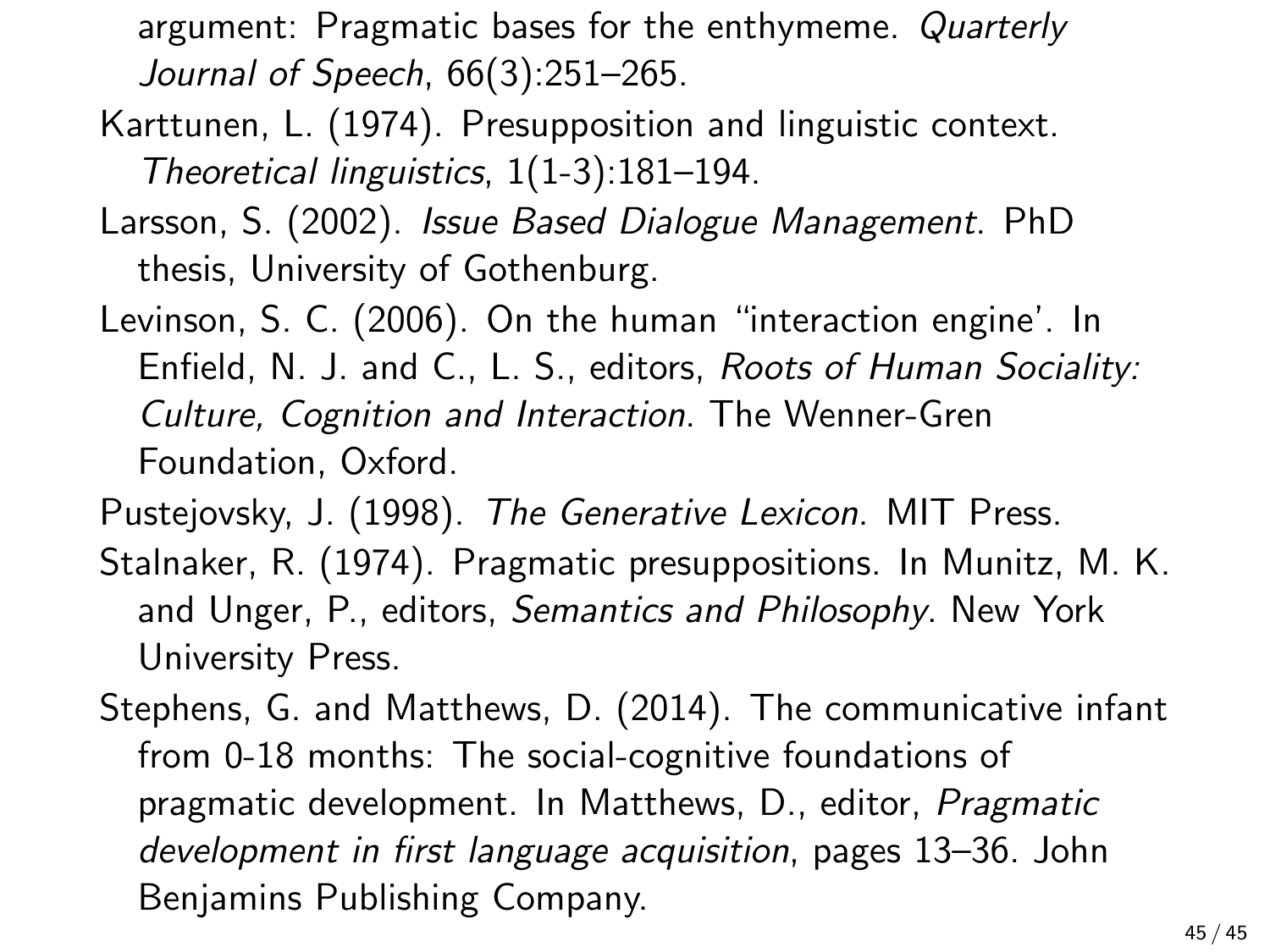argument: Pragmatic bases for the enthymeme. *Quarterly Journal of Speech*, 66(3):251–265.

Karttunen, L. (1974). Presupposition and linguistic context. *Theoretical linguistics*, 1(1-3):181–194.

Larsson, S. (2002). *Issue Based Dialogue Management*. PhD thesis, University of Gothenburg.

Levinson, S. C. (2006). On the human "interaction engine'. In Enfield, N. J. and C., L. S., editors, *Roots of Human Sociality: Culture, Cognition and Interaction*. The Wenner-Gren Foundation, Oxford.

Pustejovsky, J. (1998). *The Generative Lexicon*. MIT Press.

Stalnaker, R. (1974). Pragmatic presuppositions. In Munitz, M. K. and Unger, P., editors, *Semantics and Philosophy*. New York University Press.

Stephens, G. and Matthews, D. (2014). The communicative infant from 0-18 months: The social-cognitive foundations of pragmatic development. In Matthews, D., editor, *Pragmatic development in first language acquisition*, pages 13–36. John Benjamins Publishing Company.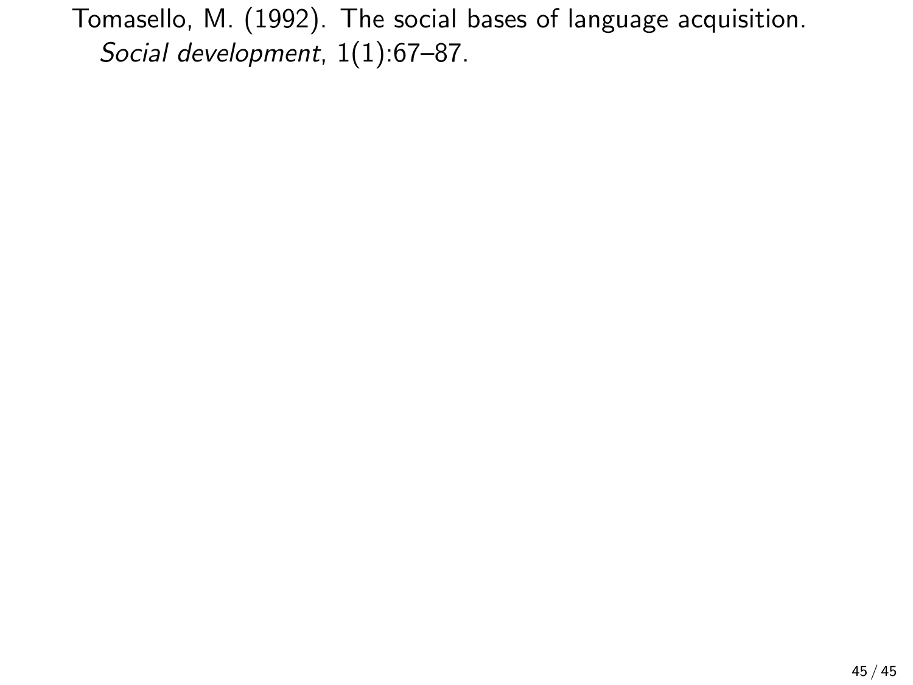Tomasello, M. (1992). The social bases of language acquisition. *Social development*, 1(1):67–87.